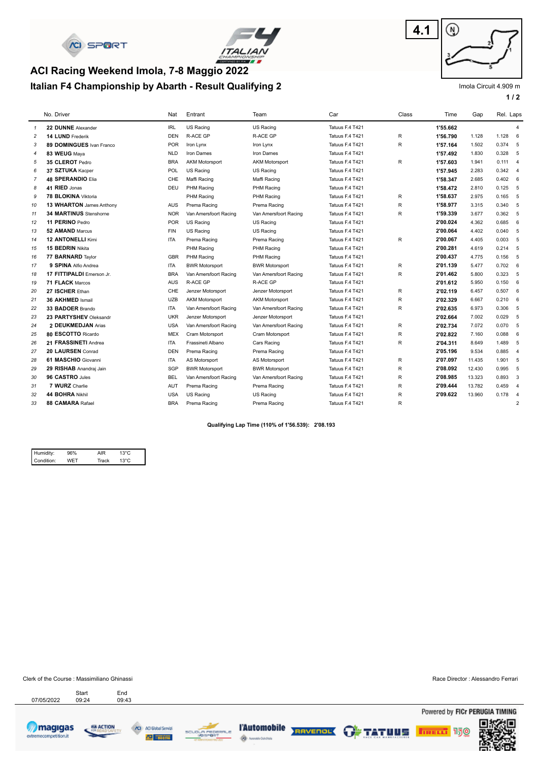# ACI Racing Weekend Imola, 7-8 Maggio 2022

## Italian F4 Championship by Abarth - Result Qualifying 2

4.1

Imola Circuit 4.909 m

| | No. | Driver | Nat | Entrant | Team | Car | Class | Time | Gap | Rel. | Laps |
|---|---|---|---|---|---|---|---|---|---|---|---|
| 1 | 22 | **DUNNE** Alexander | IRL | US Racing | US Racing | Tatuus F.4 T421 | | **1'55.662** | | | 4 |
| 2 | 14 | **LUND** Frederik | DEN | R-ACE GP | R-ACE GP | Tatuus F.4 T421 | R | **1'56.790** | 1.128 | 1.128 | 6 |
| 3 | 89 | **DOMINGUES** Ivan Franco | POR | Iron Lynx | Iron Lynx | Tatuus F.4 T421 | R | **1'57.164** | 1.502 | 0.374 | 5 |
| 4 | 83 | **WEUG** Maya | NLD | Iron Dames | Iron Dames | Tatuus F.4 T421 | | **1'57.492** | 1.830 | 0.328 | 5 |
| 5 | 35 | **CLEROT** Pedro | BRA | AKM Motorsport | AKM Motorsport | Tatuus F.4 T421 | R | **1'57.603** | 1.941 | 0.111 | 4 |
| 6 | 37 | **SZTUKA** Kacper | POL | US Racing | US Racing | Tatuus F.4 T421 | | **1'57.945** | 2.283 | 0.342 | 4 |
| 7 | 48 | **SPERANDIO** Elia | CHE | Maffi Racing | Maffi Racing | Tatuus F.4 T421 | | **1'58.347** | 2.685 | 0.402 | 6 |
| 8 | 41 | **RIED** Jonas | DEU | PHM Racing | PHM Racing | Tatuus F.4 T421 | | **1'58.472** | 2.810 | 0.125 | 5 |
| 9 | 78 | **BLOKINA** Viktoria | | PHM Racing | PHM Racing | Tatuus F.4 T421 | R | **1'58.637** | 2.975 | 0.165 | 5 |
| 10 | 13 | **WHARTON** James Anthony | AUS | Prema Racing | Prema Racing | Tatuus F.4 T421 | R | **1'58.977** | 3.315 | 0.340 | 5 |
| 11 | 34 | **MARTINUS** Stenshorne | NOR | Van Amersfoort Racing | Van Amersfoort Racing | Tatuus F.4 T421 | R | **1'59.339** | 3.677 | 0.362 | 5 |
| 12 | 11 | **PERINO** Pedro | POR | US Racing | US Racing | Tatuus F.4 T421 | | **2'00.024** | 4.362 | 0.685 | 6 |
| 13 | 52 | **AMAND** Marcus | FIN | US Racing | US Racing | Tatuus F.4 T421 | | **2'00.064** | 4.402 | 0.040 | 5 |
| 14 | 12 | **ANTONELLI** Kimi | ITA | Prema Racing | Prema Racing | Tatuus F.4 T421 | R | **2'00.067** | 4.405 | 0.003 | 5 |
| 15 | 15 | **BEDRIN** Nikita | | PHM Racing | PHM Racing | Tatuus F.4 T421 | | **2'00.281** | 4.619 | 0.214 | 5 |
| 16 | 77 | **BARNARD** Taylor | GBR | PHM Racing | PHM Racing | Tatuus F.4 T421 | | **2'00.437** | 4.775 | 0.156 | 5 |
| 17 | 9 | **SPINA** Alfio Andrea | ITA | BWR Motorsport | BWR Motorsport | Tatuus F.4 T421 | R | **2'01.139** | 5.477 | 0.702 | 6 |
| 18 | 17 | **FITTIPALDI** Emerson Jr. | BRA | Van Amersfoort Racing | Van Amersfoort Racing | Tatuus F.4 T421 | R | **2'01.462** | 5.800 | 0.323 | 5 |
| 19 | 71 | **FLACK** Marcos | AUS | R-ACE GP | R-ACE GP | Tatuus F.4 T421 | | **2'01.612** | 5.950 | 0.150 | 6 |
| 20 | 27 | **ISCHER** Ethan | CHE | Jenzer Motorsport | Jenzer Motorsport | Tatuus F.4 T421 | R | **2'02.119** | 6.457 | 0.507 | 6 |
| 21 | 36 | **AKHMED** Ismail | UZB | AKM Motorsport | AKM Motorsport | Tatuus F.4 T421 | R | **2'02.329** | 6.667 | 0.210 | 6 |
| 22 | 33 | **BADOER** Brando | ITA | Van Amersfoort Racing | Van Amersfoort Racing | Tatuus F.4 T421 | R | **2'02.635** | 6.973 | 0.306 | 5 |
| 23 | 23 | **PARTYSHEV** Oleksandr | UKR | Jenzer Motorsport | Jenzer Motorsport | Tatuus F.4 T421 | | **2'02.664** | 7.002 | 0.029 | 5 |
| 24 | 2 | **DEUKMEDJAN** Arias | USA | Van Amersfoort Racing | Van Amersfoort Racing | Tatuus F.4 T421 | R | **2'02.734** | 7.072 | 0.070 | 5 |
| 25 | 80 | **ESCOTTO** Ricardo | MEX | Cram Motorsport | Cram Motorsport | Tatuus F.4 T421 | R | **2'02.822** | 7.160 | 0.088 | 6 |
| 26 | 21 | **FRASSINETI** Andrea | ITA | Frassineti Albano | Cars Racing | Tatuus F.4 T421 | R | **2'04.311** | 8.649 | 1.489 | 5 |
| 27 | 20 | **LAURSEN** Conrad | DEN | Prema Racing | Prema Racing | Tatuus F.4 T421 | | **2'05.196** | 9.534 | 0.885 | 4 |
| 28 | 61 | **MASCHIO** Giovanni | ITA | AS Motorsport | AS Motorsport | Tatuus F.4 T421 | R | **2'07.097** | 11.435 | 1.901 | 5 |
| 29 | 29 | **RISHAB** Anandraj Jain | SGP | BWR Motorsport | BWR Motorsport | Tatuus F.4 T421 | R | **2'08.092** | 12.430 | 0.995 | 5 |
| 30 | 96 | **CASTRO** Jules | BEL | Van Amersfoort Racing | Van Amersfoort Racing | Tatuus F.4 T421 | R | **2'08.985** | 13.323 | 0.893 | 3 |
| 31 | 7 | **WURZ** Charlie | AUT | Prema Racing | Prema Racing | Tatuus F.4 T421 | R | **2'09.444** | 13.782 | 0.459 | 4 |
| 32 | 44 | **BOHRA** Nikhil | USA | US Racing | US Racing | Tatuus F.4 T421 | R | **2'09.622** | 13.960 | 0.178 | 4 |
| 33 | 88 | **CAMARA** Rafael | BRA | Prema Racing | Prema Racing | Tatuus F.4 T421 | R | | | | 2 |

**Qualifying Lap Time (110% of 1'56.539): 2'08.193**

| Humidity: | 96% | AIR | 13°C |
|---|---|---|---|
| Condition: | WET | Track | 13°C |

Clerk of the Course : Massimiliano Ghinassi

Race Director : Alessandro Ferrari

| | Start | End |
|---|---|---|
| 07/05/2022 | 09:24 | 09:43 |

Powered by FICr PERUGIA TIMING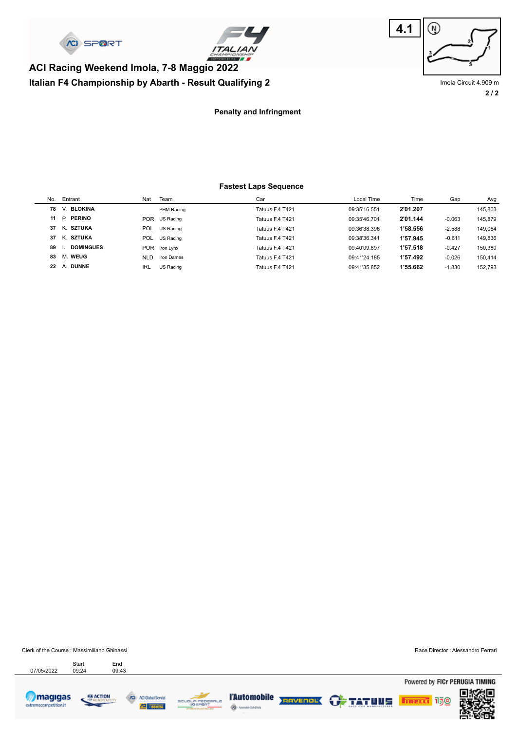# ACI Racing Weekend Imola, 7-8 Maggio 2022

## Italian F4 Championship by Abarth - Result Qualifying 2

4.1

Imola Circuit 4.909 m

### Penalty and Infringment

### Fastest Laps Sequence

| No. | Entrant | Nat | Team | Car | Local Time | Time | Gap | Avg |
|---|---|---|---|---|---|---|---|---|
| 78 | V. **BLOKINA** | | PHM Racing | Tatuus F.4 T421 | 09:35'16.551 | **2'01.207** | | 145,803 |
| 11 | P. **PERINO** | POR | US Racing | Tatuus F.4 T421 | 09:35'46.701 | **2'01.144** | -0.063 | 145,879 |
| 37 | K. **SZTUKA** | POL | US Racing | Tatuus F.4 T421 | 09:36'38.396 | **1'58.556** | -2.588 | 149,064 |
| 37 | K. **SZTUKA** | POL | US Racing | Tatuus F.4 T421 | 09:38'36.341 | **1'57.945** | -0.611 | 149,836 |
| 89 | I. **DOMINGUES** | POR | Iron Lynx | Tatuus F.4 T421 | 09:40'09.897 | **1'57.518** | -0.427 | 150,380 |
| 83 | M. **WEUG** | NLD | Iron Dames | Tatuus F.4 T421 | 09:41'24.185 | **1'57.492** | -0.026 | 150,414 |
| 22 | A. **DUNNE** | IRL | US Racing | Tatuus F.4 T421 | 09:41'35.852 | **1'55.662** | -1.830 | 152,793 |

Clerk of the Course : Massimiliano Ghinassi

Race Director : Alessandro Ferrari

| | Start | End |
|---|---|---|
| 07/05/2022 | 09:24 | 09:43 |

Powered by FICr PERUGIA TIMING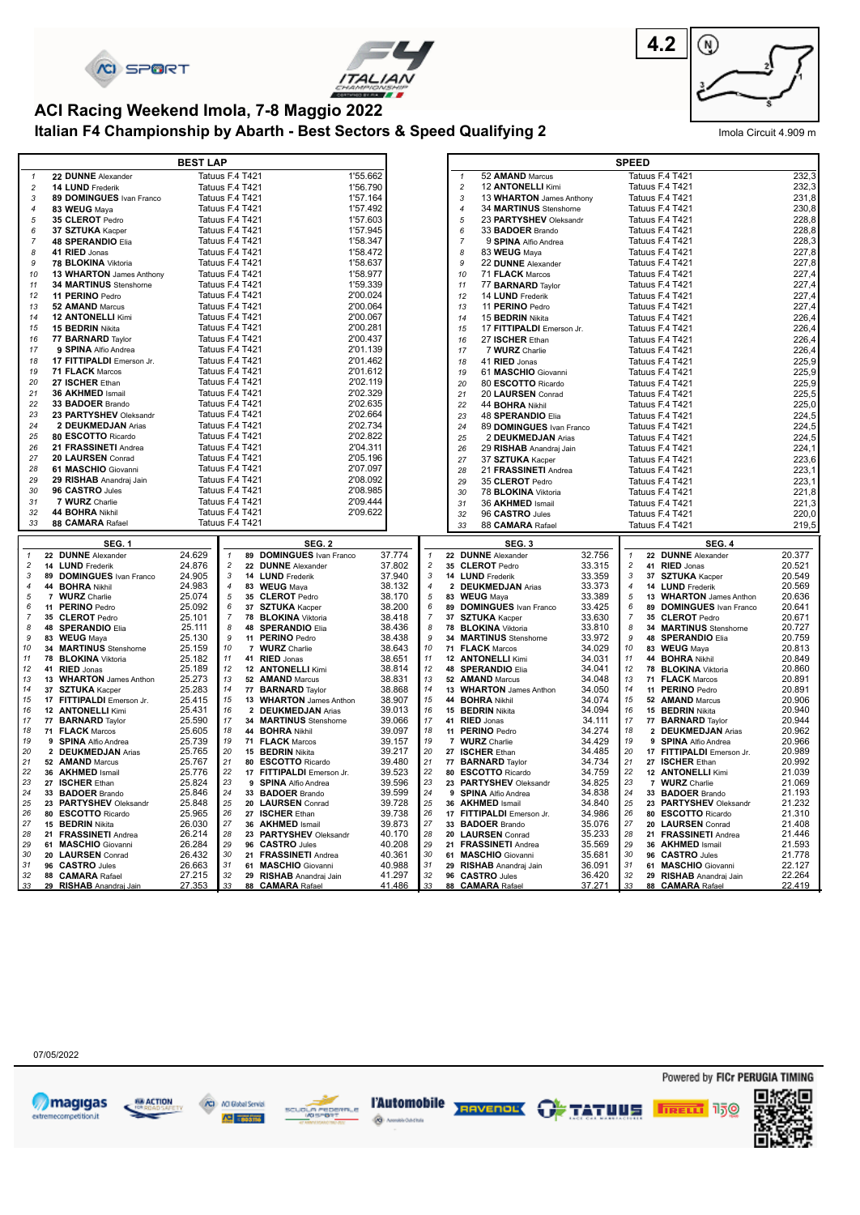# ACI Racing Weekend Imola, 7-8 Maggio 2022

## Italian F4 Championship by Abarth - Best Sectors & Speed Qualifying 2

4.2

Imola Circuit 4.909 m

### BEST LAP

| Pos | Driver | Car | Time |
|---|---|---|---|
| 1 | 22 **DUNNE** Alexander | Tatuus F.4 T421 | 1'55.662 |
| 2 | 14 **LUND** Frederik | Tatuus F.4 T421 | 1'56.790 |
| 3 | 89 **DOMINGUES** Ivan Franco | Tatuus F.4 T421 | 1'57.164 |
| 4 | 83 **WEUG** Maya | Tatuus F.4 T421 | 1'57.492 |
| 5 | 35 **CLEROT** Pedro | Tatuus F.4 T421 | 1'57.603 |
| 6 | 37 **SZTUKA** Kacper | Tatuus F.4 T421 | 1'57.945 |
| 7 | 48 **SPERANDIO** Elia | Tatuus F.4 T421 | 1'58.347 |
| 8 | 41 **RIED** Jonas | Tatuus F.4 T421 | 1'58.472 |
| 9 | 78 **BLOKINA** Viktoria | Tatuus F.4 T421 | 1'58.637 |
| 10 | 13 **WHARTON** James Anthony | Tatuus F.4 T421 | 1'58.977 |
| 11 | 34 **MARTINUS** Stenshorne | Tatuus F.4 T421 | 1'59.339 |
| 12 | 11 **PERINO** Pedro | Tatuus F.4 T421 | 2'00.024 |
| 13 | 52 **AMAND** Marcus | Tatuus F.4 T421 | 2'00.064 |
| 14 | 12 **ANTONELLI** Kimi | Tatuus F.4 T421 | 2'00.067 |
| 15 | 15 **BEDRIN** Nikita | Tatuus F.4 T421 | 2'00.281 |
| 16 | 77 **BARNARD** Taylor | Tatuus F.4 T421 | 2'00.437 |
| 17 | 9 **SPINA** Alfio Andrea | Tatuus F.4 T421 | 2'01.139 |
| 18 | 17 **FITTIPALDI** Emerson Jr. | Tatuus F.4 T421 | 2'01.462 |
| 19 | 71 **FLACK** Marcos | Tatuus F.4 T421 | 2'01.612 |
| 20 | 27 **ISCHER** Ethan | Tatuus F.4 T421 | 2'02.119 |
| 21 | 36 **AKHMED** Ismail | Tatuus F.4 T421 | 2'02.329 |
| 22 | 33 **BADOER** Brando | Tatuus F.4 T421 | 2'02.635 |
| 23 | 23 **PARTYSHEV** Oleksandr | Tatuus F.4 T421 | 2'02.664 |
| 24 | 2 **DEUKMEDJAN** Arias | Tatuus F.4 T421 | 2'02.734 |
| 25 | 80 **ESCOTTO** Ricardo | Tatuus F.4 T421 | 2'02.822 |
| 26 | 21 **FRASSINETI** Andrea | Tatuus F.4 T421 | 2'04.311 |
| 27 | 20 **LAURSEN** Conrad | Tatuus F.4 T421 | 2'05.196 |
| 28 | 61 **MASCHIO** Giovanni | Tatuus F.4 T421 | 2'07.097 |
| 29 | 29 **RISHAB** Anandraj Jain | Tatuus F.4 T421 | 2'08.092 |
| 30 | 96 **CASTRO** Jules | Tatuus F.4 T421 | 2'08.985 |
| 31 | 7 **WURZ** Charlie | Tatuus F.4 T421 | 2'09.444 |
| 32 | 44 **BOHRA** Nikhil | Tatuus F.4 T421 | 2'09.622 |
| 33 | 88 **CAMARA** Rafael | Tatuus F.4 T421 | |

### SPEED

| Pos | Driver | Car | Speed |
|---|---|---|---|
| 1 | 52 **AMAND** Marcus | Tatuus F.4 T421 | 232,3 |
| 2 | 12 **ANTONELLI** Kimi | Tatuus F.4 T421 | 232,3 |
| 3 | 13 **WHARTON** James Anthony | Tatuus F.4 T421 | 231,8 |
| 4 | 34 **MARTINUS** Stenshorne | Tatuus F.4 T421 | 230,8 |
| 5 | 23 **PARTYSHEV** Oleksandr | Tatuus F.4 T421 | 228,8 |
| 6 | 33 **BADOER** Brando | Tatuus F.4 T421 | 228,8 |
| 7 | 9 **SPINA** Alfio Andrea | Tatuus F.4 T421 | 228,3 |
| 8 | 83 **WEUG** Maya | Tatuus F.4 T421 | 227,8 |
| 9 | 22 **DUNNE** Alexander | Tatuus F.4 T421 | 227,8 |
| 10 | 71 **FLACK** Marcos | Tatuus F.4 T421 | 227,4 |
| 11 | 77 **BARNARD** Taylor | Tatuus F.4 T421 | 227,4 |
| 12 | 14 **LUND** Frederik | Tatuus F.4 T421 | 227,4 |
| 13 | 11 **PERINO** Pedro | Tatuus F.4 T421 | 227,4 |
| 14 | 15 **BEDRIN** Nikita | Tatuus F.4 T421 | 226,4 |
| 15 | 17 **FITTIPALDI** Emerson Jr. | Tatuus F.4 T421 | 226,4 |
| 16 | 27 **ISCHER** Ethan | Tatuus F.4 T421 | 226,4 |
| 17 | 7 **WURZ** Charlie | Tatuus F.4 T421 | 226,4 |
| 18 | 41 **RIED** Jonas | Tatuus F.4 T421 | 225,9 |
| 19 | 61 **MASCHIO** Giovanni | Tatuus F.4 T421 | 225,9 |
| 20 | 80 **ESCOTTO** Ricardo | Tatuus F.4 T421 | 225,9 |
| 21 | 20 **LAURSEN** Conrad | Tatuus F.4 T421 | 225,5 |
| 22 | 44 **BOHRA** Nikhil | Tatuus F.4 T421 | 225,0 |
| 23 | 48 **SPERANDIO** Elia | Tatuus F.4 T421 | 224,5 |
| 24 | 89 **DOMINGUES** Ivan Franco | Tatuus F.4 T421 | 224,5 |
| 25 | 2 **DEUKMEDJAN** Arias | Tatuus F.4 T421 | 224,5 |
| 26 | 29 **RISHAB** Anandraj Jain | Tatuus F.4 T421 | 224,1 |
| 27 | 37 **SZTUKA** Kacper | Tatuus F.4 T421 | 223,6 |
| 28 | 21 **FRASSINETI** Andrea | Tatuus F.4 T421 | 223,1 |
| 29 | 35 **CLEROT** Pedro | Tatuus F.4 T421 | 223,1 |
| 30 | 78 **BLOKINA** Viktoria | Tatuus F.4 T421 | 221,8 |
| 31 | 36 **AKHMED** Ismail | Tatuus F.4 T421 | 221,3 |
| 32 | 96 **CASTRO** Jules | Tatuus F.4 T421 | 220,0 |
| 33 | 88 **CAMARA** Rafael | Tatuus F.4 T421 | 219,5 |

### SEG. 1

| Pos | Driver | Time |
|---|---|---|
| 1 | 22 **DUNNE** Alexander | 24.629 |
| 2 | 14 **LUND** Frederik | 24.876 |
| 3 | 89 **DOMINGUES** Ivan Franco | 24.905 |
| 4 | 44 **BOHRA** Nikhil | 24.983 |
| 5 | 7 **WURZ** Charlie | 25.074 |
| 6 | 11 **PERINO** Pedro | 25.092 |
| 7 | 35 **CLEROT** Pedro | 25.101 |
| 8 | 48 **SPERANDIO** Elia | 25.111 |
| 9 | 83 **WEUG** Maya | 25.130 |
| 10 | 34 **MARTINUS** Stenshorne | 25.159 |
| 11 | 78 **BLOKINA** Viktoria | 25.182 |
| 12 | 41 **RIED** Jonas | 25.189 |
| 13 | 13 **WHARTON** James Anthon | 25.273 |
| 14 | 37 **SZTUKA** Kacper | 25.283 |
| 15 | 17 **FITTIPALDI** Emerson Jr. | 25.415 |
| 16 | 12 **ANTONELLI** Kimi | 25.431 |
| 17 | 77 **BARNARD** Taylor | 25.590 |
| 18 | 71 **FLACK** Marcos | 25.605 |
| 19 | 9 **SPINA** Alfio Andrea | 25.739 |
| 20 | 2 **DEUKMEDJAN** Arias | 25.765 |
| 21 | 52 **AMAND** Marcus | 25.767 |
| 22 | 36 **AKHMED** Ismail | 25.776 |
| 23 | 27 **ISCHER** Ethan | 25.824 |
| 24 | 33 **BADOER** Brando | 25.846 |
| 25 | 23 **PARTYSHEV** Oleksandr | 25.848 |
| 26 | 80 **ESCOTTO** Ricardo | 25.965 |
| 27 | 15 **BEDRIN** Nikita | 26.030 |
| 28 | 21 **FRASSINETI** Andrea | 26.214 |
| 29 | 61 **MASCHIO** Giovanni | 26.284 |
| 30 | 20 **LAURSEN** Conrad | 26.432 |
| 31 | 96 **CASTRO** Jules | 26.663 |
| 32 | 88 **CAMARA** Rafael | 27.215 |
| 33 | 29 **RISHAB** Anandraj Jain | 27.353 |

### SEG. 2

| Pos | Driver | Time |
|---|---|---|
| 1 | 89 **DOMINGUES** Ivan Franco | 37.774 |
| 2 | 22 **DUNNE** Alexander | 37.802 |
| 3 | 14 **LUND** Frederik | 37.940 |
| 4 | 83 **WEUG** Maya | 38.132 |
| 5 | 35 **CLEROT** Pedro | 38.170 |
| 6 | 37 **SZTUKA** Kacper | 38.200 |
| 7 | 78 **BLOKINA** Viktoria | 38.418 |
| 8 | 48 **SPERANDIO** Elia | 38.436 |
| 9 | 11 **PERINO** Pedro | 38.438 |
| 10 | 7 **WURZ** Charlie | 38.643 |
| 11 | 41 **RIED** Jonas | 38.651 |
| 12 | 12 **ANTONELLI** Kimi | 38.814 |
| 13 | 52 **AMAND** Marcus | 38.831 |
| 14 | 77 **BARNARD** Taylor | 38.868 |
| 15 | 13 **WHARTON** James Anthon | 38.907 |
| 16 | 2 **DEUKMEDJAN** Arias | 39.013 |
| 17 | 34 **MARTINUS** Stenshorne | 39.066 |
| 18 | 44 **BOHRA** Nikhil | 39.097 |
| 19 | 71 **FLACK** Marcos | 39.157 |
| 20 | 15 **BEDRIN** Nikita | 39.217 |
| 21 | 80 **ESCOTTO** Ricardo | 39.480 |
| 22 | 17 **FITTIPALDI** Emerson Jr. | 39.523 |
| 23 | 9 **SPINA** Alfio Andrea | 39.596 |
| 24 | 33 **BADOER** Brando | 39.599 |
| 25 | 20 **LAURSEN** Conrad | 39.728 |
| 26 | 27 **ISCHER** Ethan | 39.738 |
| 27 | 36 **AKHMED** Ismail | 39.873 |
| 28 | 23 **PARTYSHEV** Oleksandr | 40.170 |
| 29 | 96 **CASTRO** Jules | 40.208 |
| 30 | 21 **FRASSINETI** Andrea | 40.361 |
| 31 | 61 **MASCHIO** Giovanni | 40.988 |
| 32 | 29 **RISHAB** Anandraj Jain | 41.297 |
| 33 | 88 **CAMARA** Rafael | 41.486 |

### SEG. 3

| Pos | Driver | Time |
|---|---|---|
| 1 | 22 **DUNNE** Alexander | 32.756 |
| 2 | 35 **CLEROT** Pedro | 33.315 |
| 3 | 14 **LUND** Frederik | 33.359 |
| 4 | 2 **DEUKMEDJAN** Arias | 33.373 |
| 5 | 83 **WEUG** Maya | 33.389 |
| 6 | 89 **DOMINGUES** Ivan Franco | 33.425 |
| 7 | 37 **SZTUKA** Kacper | 33.630 |
| 8 | 78 **BLOKINA** Viktoria | 33.810 |
| 9 | 34 **MARTINUS** Stenshorne | 33.972 |
| 10 | 71 **FLACK** Marcos | 34.029 |
| 11 | 12 **ANTONELLI** Kimi | 34.031 |
| 12 | 48 **SPERANDIO** Elia | 34.041 |
| 13 | 52 **AMAND** Marcus | 34.048 |
| 14 | 13 **WHARTON** James Anthon | 34.050 |
| 15 | 44 **BOHRA** Nikhil | 34.074 |
| 16 | 15 **BEDRIN** Nikita | 34.094 |
| 17 | 41 **RIED** Jonas | 34.111 |
| 18 | 11 **PERINO** Pedro | 34.274 |
| 19 | 7 **WURZ** Charlie | 34.429 |
| 20 | 27 **ISCHER** Ethan | 34.485 |
| 21 | 77 **BARNARD** Taylor | 34.734 |
| 22 | 80 **ESCOTTO** Ricardo | 34.759 |
| 23 | 23 **PARTYSHEV** Oleksandr | 34.825 |
| 24 | 9 **SPINA** Alfio Andrea | 34.838 |
| 25 | 36 **AKHMED** Ismail | 34.840 |
| 26 | 17 **FITTIPALDI** Emerson Jr. | 34.986 |
| 27 | 33 **BADOER** Brando | 35.076 |
| 28 | 20 **LAURSEN** Conrad | 35.233 |
| 29 | 21 **FRASSINETI** Andrea | 35.569 |
| 30 | 61 **MASCHIO** Giovanni | 35.681 |
| 31 | 29 **RISHAB** Anandraj Jain | 36.091 |
| 32 | 96 **CASTRO** Jules | 36.420 |
| 33 | 88 **CAMARA** Rafael | 37.271 |

### SEG. 4

| Pos | Driver | Time |
|---|---|---|
| 1 | 22 **DUNNE** Alexander | 20.377 |
| 2 | 41 **RIED** Jonas | 20.521 |
| 3 | 37 **SZTUKA** Kacper | 20.549 |
| 4 | 14 **LUND** Frederik | 20.569 |
| 5 | 13 **WHARTON** James Anthon | 20.636 |
| 6 | 89 **DOMINGUES** Ivan Franco | 20.641 |
| 7 | 35 **CLEROT** Pedro | 20.671 |
| 8 | 34 **MARTINUS** Stenshorne | 20.727 |
| 9 | 48 **SPERANDIO** Elia | 20.759 |
| 10 | 83 **WEUG** Maya | 20.813 |
| 11 | 44 **BOHRA** Nikhil | 20.849 |
| 12 | 78 **BLOKINA** Viktoria | 20.860 |
| 13 | 71 **FLACK** Marcos | 20.891 |
| 14 | 11 **PERINO** Pedro | 20.891 |
| 15 | 52 **AMAND** Marcus | 20.906 |
| 16 | 15 **BEDRIN** Nikita | 20.940 |
| 17 | 77 **BARNARD** Taylor | 20.944 |
| 18 | 2 **DEUKMEDJAN** Arias | 20.962 |
| 19 | 9 **SPINA** Alfio Andrea | 20.966 |
| 20 | 17 **FITTIPALDI** Emerson Jr. | 20.989 |
| 21 | 27 **ISCHER** Ethan | 20.992 |
| 22 | 12 **ANTONELLI** Kimi | 21.039 |
| 23 | 7 **WURZ** Charlie | 21.069 |
| 24 | 33 **BADOER** Brando | 21.193 |
| 25 | 23 **PARTYSHEV** Oleksandr | 21.232 |
| 26 | 80 **ESCOTTO** Ricardo | 21.310 |
| 27 | 20 **LAURSEN** Conrad | 21.408 |
| 28 | 21 **FRASSINETI** Andrea | 21.446 |
| 29 | 36 **AKHMED** Ismail | 21.593 |
| 30 | 96 **CASTRO** Jules | 21.778 |
| 31 | 61 **MASCHIO** Giovanni | 22.127 |
| 32 | 29 **RISHAB** Anandraj Jain | 22.264 |
| 33 | 88 **CAMARA** Rafael | 22.419 |

07/05/2022

Powered by FICr PERUGIA TIMING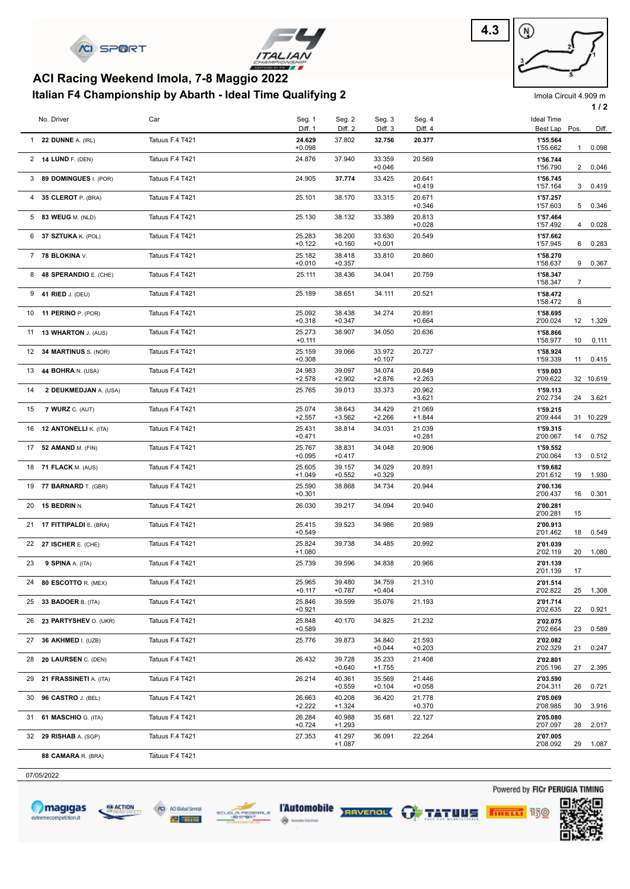# ACI Racing Weekend Imola, 7-8 Maggio 2022

## Italian F4 Championship by Abarth - Ideal Time Qualifying 2

4.3

Imola Circuit 4.909 m

| | No. Driver | Car | Seg. 1 / Diff. 1 | Seg. 2 / Diff. 2 | Seg. 3 / Diff. 3 | Seg. 4 / Diff. 4 | Ideal Time / Best Lap | Pos. | Diff. |
|---|---|---|---|---|---|---|---|---|---|
| 1 | **22 DUNNE** A. (IRL) | Tatuus F.4 T421 | **24.629** +0.098 | 37.802 | **32.756** | **20.377** | **1'55.564** 1'55.662 | 1 | 0.098 |
| 2 | **14 LUND** F. (DEN) | Tatuus F.4 T421 | 24.876 | 37.940 | 33.359 +0.046 | 20.569 | **1'56.744** 1'56.790 | 2 | 0.046 |
| 3 | **89 DOMINGUES** I. (POR) | Tatuus F.4 T421 | 24.905 | **37.774** | 33.425 | 20.641 +0.419 | **1'56.745** 1'57.164 | 3 | 0.419 |
| 4 | **35 CLEROT** P. (BRA) | Tatuus F.4 T421 | 25.101 | 38.170 | 33.315 | 20.671 +0.346 | **1'57.257** 1'57.603 | 5 | 0.346 |
| 5 | **83 WEUG** M. (NLD) | Tatuus F.4 T421 | 25.130 | 38.132 | 33.389 | 20.813 +0.028 | **1'57.464** 1'57.492 | 4 | 0.028 |
| 6 | **37 SZTUKA** K. (POL) | Tatuus F.4 T421 | 25.283 +0.122 | 38.200 +0.160 | 33.630 +0.001 | 20.549 | **1'57.662** 1'57.945 | 6 | 0.283 |
| 7 | **78 BLOKINA** V. | Tatuus F.4 T421 | 25.182 +0.010 | 38.418 +0.357 | 33.810 | 20.860 | **1'58.270** 1'58.637 | 9 | 0.367 |
| 8 | **48 SPERANDIO** E. (CHE) | Tatuus F.4 T421 | 25.111 | 38.436 | 34.041 | 20.759 | **1'58.347** 1'58.347 | 7 | |
| 9 | **41 RIED** J. (DEU) | Tatuus F.4 T421 | 25.189 | 38.651 | 34.111 | 20.521 | **1'58.472** 1'58.472 | 8 | |
| 10 | **11 PERINO** P. (POR) | Tatuus F.4 T421 | 25.092 +0.318 | 38.438 +0.347 | 34.274 | 20.891 +0.664 | **1'58.695** 2'00.024 | 12 | 1.329 |
| 11 | **13 WHARTON** J. (AUS) | Tatuus F.4 T421 | 25.273 +0.111 | 38.907 | 34.050 | 20.636 | **1'58.866** 1'58.977 | 10 | 0.111 |
| 12 | **34 MARTINUS** S. (NOR) | Tatuus F.4 T421 | 25.159 +0.308 | 39.066 | 33.972 +0.107 | 20.727 | **1'58.924** 1'59.339 | 11 | 0.415 |
| 13 | **44 BOHRA** N. (USA) | Tatuus F.4 T421 | 24.983 +2.578 | 39.097 +2.902 | 34.074 +2.876 | 20.849 +2.263 | **1'59.003** 2'09.622 | 32 | 10.619 |
| 14 | **2 DEUKMEDJAN** A. (USA) | Tatuus F.4 T421 | 25.765 | 39.013 | 33.373 | 20.962 +3.621 | **1'59.113** 2'02.734 | 24 | 3.621 |
| 15 | **7 WURZ** C. (AUT) | Tatuus F.4 T421 | 25.074 +2.557 | 38.643 +3.562 | 34.429 +2.266 | 21.069 +1.844 | **1'59.215** 2'09.444 | 31 | 10.229 |
| 16 | **12 ANTONELLI** K. (ITA) | Tatuus F.4 T421 | 25.431 +0.471 | 38.814 | 34.031 | 21.039 +0.281 | **1'59.315** 2'00.067 | 14 | 0.752 |
| 17 | **52 AMAND** M. (FIN) | Tatuus F.4 T421 | 25.767 +0.095 | 38.831 +0.417 | 34.048 | 20.906 | **1'59.552** 2'00.064 | 13 | 0.512 |
| 18 | **71 FLACK** M. (AUS) | Tatuus F.4 T421 | 25.605 +1.049 | 39.157 +0.552 | 34.029 +0.329 | 20.891 | **1'59.682** 2'01.612 | 19 | 1.930 |
| 19 | **77 BARNARD** T. (GBR) | Tatuus F.4 T421 | 25.590 +0.301 | 38.868 | 34.734 | 20.944 | **2'00.136** 2'00.437 | 16 | 0.301 |
| 20 | **15 BEDRIN** N. | Tatuus F.4 T421 | 26.030 | 39.217 | 34.094 | 20.940 | **2'00.281** 2'00.281 | 15 | |
| 21 | **17 FITTIPALDI** E. (BRA) | Tatuus F.4 T421 | 25.415 +0.549 | 39.523 | 34.986 | 20.989 | **2'00.913** 2'01.462 | 18 | 0.549 |
| 22 | **27 ISCHER** E. (CHE) | Tatuus F.4 T421 | 25.824 +1.080 | 39.738 | 34.485 | 20.992 | **2'01.039** 2'02.119 | 20 | 1.080 |
| 23 | **9 SPINA** A. (ITA) | Tatuus F.4 T421 | 25.739 | 39.596 | 34.838 | 20.966 | **2'01.139** 2'01.139 | 17 | |
| 24 | **80 ESCOTTO** R. (MEX) | Tatuus F.4 T421 | 25.965 +0.117 | 39.480 +0.787 | 34.759 +0.404 | 21.310 | **2'01.514** 2'02.822 | 25 | 1.308 |
| 25 | **33 BADOER** B. (ITA) | Tatuus F.4 T421 | 25.846 +0.921 | 39.599 | 35.076 | 21.193 | **2'01.714** 2'02.635 | 22 | 0.921 |
| 26 | **23 PARTYSHEV** O. (UKR) | Tatuus F.4 T421 | 25.848 +0.589 | 40.170 | 34.825 | 21.232 | **2'02.075** 2'02.664 | 23 | 0.589 |
| 27 | **36 AKHMED** I. (UZB) | Tatuus F.4 T421 | 25.776 | 39.873 | 34.840 +0.044 | 21.593 +0.203 | **2'02.082** 2'02.329 | 21 | 0.247 |
| 28 | **20 LAURSEN** C. (DEN) | Tatuus F.4 T421 | 26.432 | 39.728 +0.640 | 35.233 +1.755 | 21.408 | **2'02.801** 2'05.196 | 27 | 2.395 |
| 29 | **21 FRASSINETI** A. (ITA) | Tatuus F.4 T421 | 26.214 | 40.361 +0.559 | 35.569 +0.104 | 21.446 +0.058 | **2'03.590** 2'04.311 | 26 | 0.721 |
| 30 | **96 CASTRO** J. (BEL) | Tatuus F.4 T421 | 26.663 +2.222 | 40.208 +1.324 | 36.420 | 21.778 +0.370 | **2'05.069** 2'08.985 | 30 | 3.916 |
| 31 | **61 MASCHIO** G. (ITA) | Tatuus F.4 T421 | 26.284 +0.724 | 40.988 +1.293 | 35.681 | 22.127 | **2'05.080** 2'07.097 | 28 | 2.017 |
| 32 | **29 RISHAB** A. (SGP) | Tatuus F.4 T421 | 27.353 | 41.297 +1.087 | 36.091 | 22.264 | **2'07.005** 2'08.092 | 29 | 1.087 |
| | **88 CAMARA** R. (BRA) | Tatuus F.4 T421 | | | | | | | |

07/05/2022

Powered by FICr PERUGIA TIMING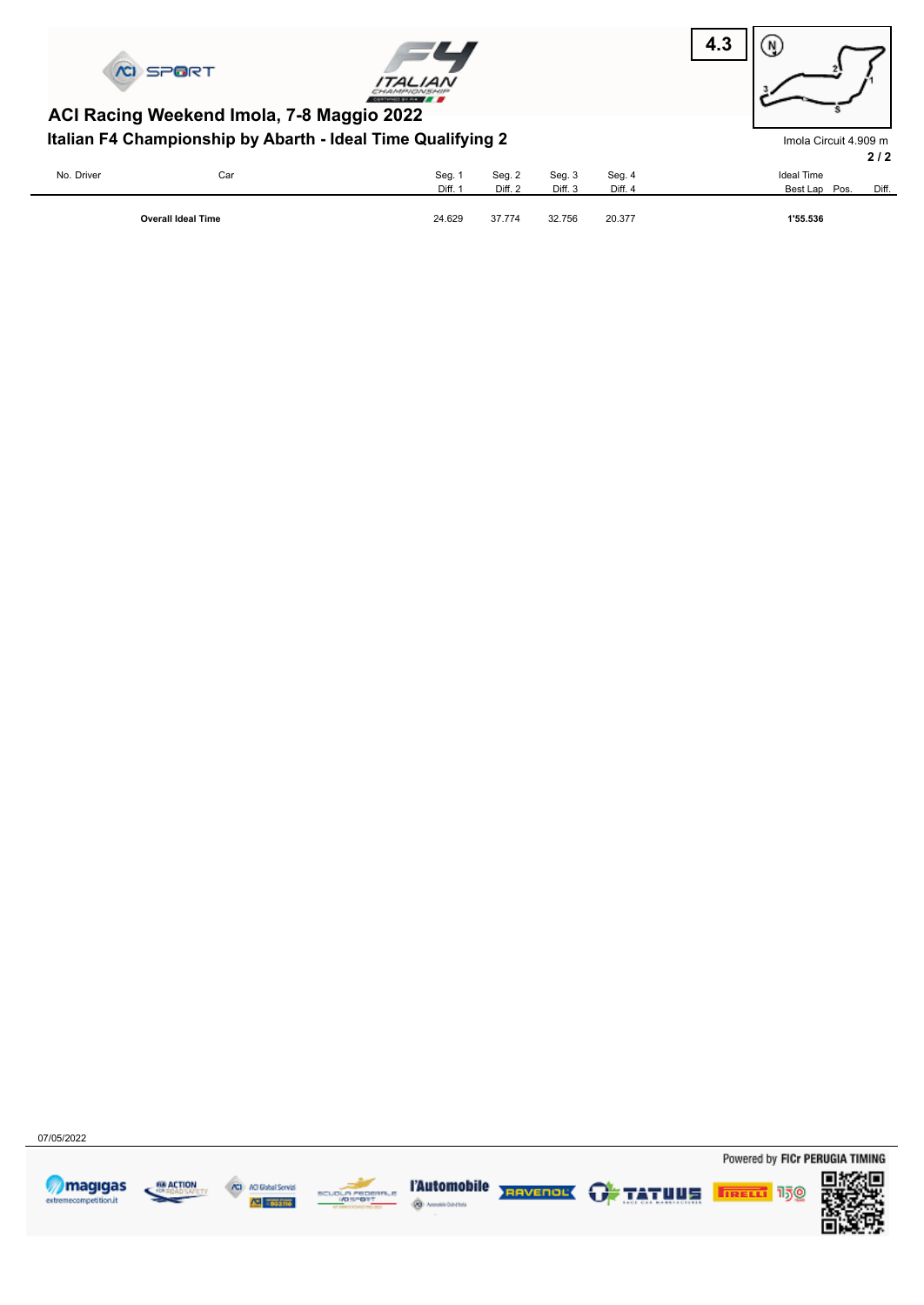# ACI Racing Weekend Imola, 7-8 Maggio 2022

## Italian F4 Championship by Abarth - Ideal Time Qualifying 2

Imola Circuit 4.909 m

| No. Driver | Car | Seg. 1<br>Diff. 1 | Seg. 2<br>Diff. 2 | Seg. 3<br>Diff. 3 | Seg. 4<br>Diff. 4 | Ideal Time<br>Best Lap | Pos. | Diff. |
|---|---|---|---|---|---|---|---|---|
| **Overall Ideal Time** | | 24.629 | 37.774 | 32.756 | 20.377 | **1'55.536** | | |

07/05/2022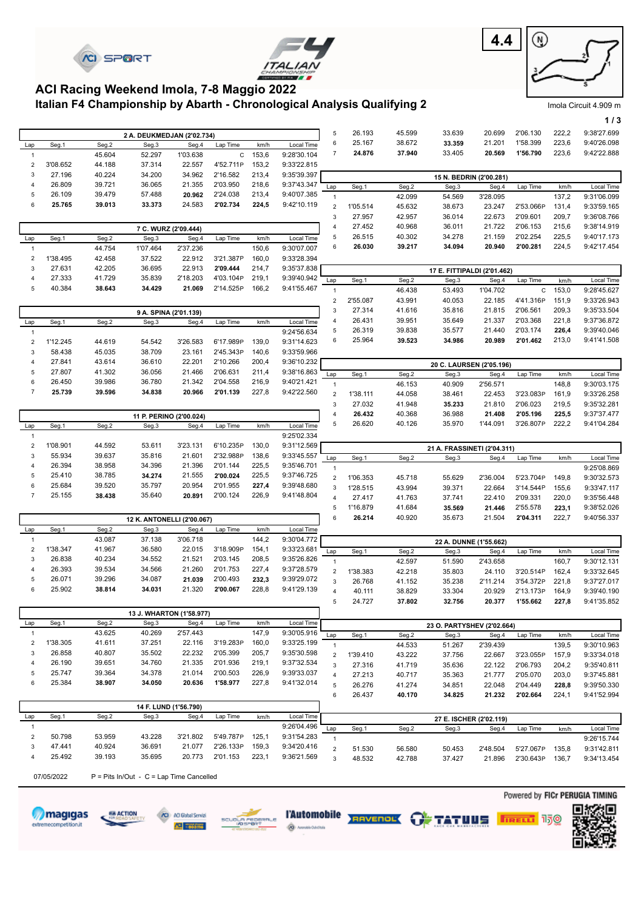# ACI Racing Weekend Imola, 7-8 Maggio 2022

## Italian F4 Championship by Abarth - Chronological Analysis Qualifying 2

4.4

Imola Circuit 4.909 m

| 2 A. DEUKMEDJAN (2'02.734) | | | | | | | |
|---|---|---|---|---|---|---|---|
| Lap | Seg.1 | Seg.2 | Seg.3 | Seg.4 | Lap Time | km/h | Local Time |
| 1 | | 45.604 | 52.297 | 1'03.638 | C | 153,6 | 9:28'30.104 |
| 2 | 3'08.652 | 44.188 | 37.314 | 22.557 | 4'52.711P | 153,2 | 9:33'22.815 |
| 3 | 27.196 | 40.224 | 34.200 | 34.962 | 2'16.582 | 213,4 | 9:35'39.397 |
| 4 | 26.809 | 39.721 | 36.065 | 21.355 | 2'03.950 | 218,6 | 9:37'43.347 |
| 5 | 26.109 | 39.479 | 57.488 | **20.962** | 2'24.038 | 213,4 | 9:40'07.385 |
| 6 | **25.765** | **39.013** | **33.373** | 24.583 | **2'02.734** | **224,5** | 9:42'10.119 |

| 7 C. WURZ (2'09.444) | | | | | | | |
|---|---|---|---|---|---|---|---|
| Lap | Seg.1 | Seg.2 | Seg.3 | Seg.4 | Lap Time | km/h | Local Time |
| 1 | | 44.754 | 1'07.464 | 2'37.236 | | 150,6 | 9:30'07.007 |
| 2 | 1'38.495 | 42.458 | 37.522 | 22.912 | 3'21.387P | 160,0 | 9:33'28.394 |
| 3 | 27.631 | 42.205 | 36.695 | 22.913 | **2'09.444** | 214,7 | 9:35'37.838 |
| 4 | 27.333 | 41.729 | 35.839 | 2'18.203 | 4'03.104P | 219,1 | 9:39'40.942 |
| 5 | 40.384 | **38.643** | **34.429** | **21.069** | 2'14.525P | 166,2 | 9:41'55.467 |

| 9 A. SPINA (2'01.139) | | | | | | | |
|---|---|---|---|---|---|---|---|
| Lap | Seg.1 | Seg.2 | Seg.3 | Seg.4 | Lap Time | km/h | Local Time |
| 1 | | | | | | | 9:24'56.634 |
| 2 | 1'12.245 | 44.619 | 54.542 | 3'26.583 | 6'17.989P | 139,0 | 9:31'14.623 |
| 3 | 58.438 | 45.035 | 38.709 | 23.161 | 2'45.343P | 140,6 | 9:33'59.966 |
| 4 | 27.841 | 43.614 | 36.610 | 22.201 | 2'10.266 | 200,4 | 9:36'10.232 |
| 5 | 27.807 | 41.302 | 36.056 | 21.466 | 2'06.631 | 211,4 | 9:38'16.863 |
| 6 | 26.450 | 39.986 | 36.780 | 21.342 | 2'04.558 | 216,9 | 9:40'21.421 |
| 7 | **25.739** | **39.596** | **34.838** | **20.966** | **2'01.139** | **227,8** | 9:42'22.560 |

| 11 P. PERINO (2'00.024) | | | | | | | |
|---|---|---|---|---|---|---|---|
| Lap | Seg.1 | Seg.2 | Seg.3 | Seg.4 | Lap Time | km/h | Local Time |
| 1 | | | | | | | 9:25'02.334 |
| 2 | 1'08.901 | 44.592 | 53.611 | 3'23.131 | 6'10.235P | 130,0 | 9:31'12.569 |
| 3 | 55.934 | 39.637 | 35.816 | 21.601 | 2'32.988P | 138,6 | 9:33'45.557 |
| 4 | 26.394 | 38.958 | 34.396 | 21.396 | 2'01.144 | 225,5 | 9:35'46.701 |
| 5 | 25.410 | 38.785 | **34.274** | 21.555 | **2'00.024** | 225,5 | 9:37'46.725 |
| 6 | 25.684 | 39.520 | 35.797 | 20.954 | 2'01.955 | **227,4** | 9:39'48.680 |
| 7 | 25.155 | **38.438** | 35.640 | **20.891** | 2'00.124 | 226,9 | 9:41'48.804 |

| 12 K. ANTONELLI (2'00.067) | | | | | | | |
|---|---|---|---|---|---|---|---|
| Lap | Seg.1 | Seg.2 | Seg.3 | Seg.4 | Lap Time | km/h | Local Time |
| 1 | | 43.087 | 37.138 | 3'06.718 | | 144,2 | 9:30'04.772 |
| 2 | 1'38.347 | 41.967 | 36.580 | 22.015 | 3'18.909P | 154,1 | 9:33'23.681 |
| 3 | 26.838 | 40.234 | 34.552 | 21.521 | 2'03.145 | 208,5 | 9:35'26.826 |
| 4 | 26.393 | 39.534 | 34.566 | 21.260 | 2'01.753 | 227,4 | 9:37'28.579 |
| 5 | 26.071 | 39.296 | 34.087 | **21.039** | 2'00.493 | **232,3** | 9:39'29.072 |
| 6 | 25.902 | **38.814** | **34.031** | 21.320 | **2'00.067** | 228,8 | 9:41'29.139 |

| 13 J. WHARTON (1'58.977) | | | | | | | |
|---|---|---|---|---|---|---|---|
| Lap | Seg.1 | Seg.2 | Seg.3 | Seg.4 | Lap Time | km/h | Local Time |
| 1 | | 43.625 | 40.269 | 2'57.443 | | 147,9 | 9:30'05.916 |
| 2 | 1'38.305 | 41.611 | 37.251 | 22.116 | 3'19.283P | 160,0 | 9:33'25.199 |
| 3 | 26.858 | 40.807 | 35.502 | 22.232 | 2'05.399 | 205,7 | 9:35'30.598 |
| 4 | 26.190 | 39.651 | 34.760 | 21.335 | 2'01.936 | 219,1 | 9:37'32.534 |
| 5 | 25.747 | 39.364 | 34.378 | 21.014 | 2'00.503 | 226,9 | 9:39'33.037 |
| 6 | 25.384 | **38.907** | **34.050** | **20.636** | **1'58.977** | 227,8 | 9:41'32.014 |

| 14 F. LUND (1'56.790) | | | | | | | |
|---|---|---|---|---|---|---|---|
| Lap | Seg.1 | Seg.2 | Seg.3 | Seg.4 | Lap Time | km/h | Local Time |
| 1 | | | | | | | 9:26'04.496 |
| 2 | 50.798 | 53.959 | 43.228 | 3'21.802 | 5'49.787P | 125,1 | 9:31'54.283 |
| 3 | 47.441 | 40.924 | 36.691 | 21.077 | 2'26.133P | 159,3 | 9:34'20.416 |
| 4 | 25.492 | 39.193 | 35.695 | 20.773 | 2'01.153 | 223,1 | 9:36'21.569 |
| 5 | 26.193 | 45.599 | 33.639 | 20.699 | 2'06.130 | 222,2 | 9:38'27.699 |
| 6 | 25.167 | 38.672 | **33.359** | 21.201 | 1'58.399 | 223,6 | 9:40'26.098 |
| 7 | **24.876** | **37.940** | 33.405 | **20.569** | **1'56.790** | 223,6 | 9:42'22.888 |

| 15 N. BEDRIN (2'00.281) | | | | | | | |
|---|---|---|---|---|---|---|---|
| Lap | Seg.1 | Seg.2 | Seg.3 | Seg.4 | Lap Time | km/h | Local Time |
| 1 | | 42.099 | 54.569 | 3'28.095 | | 137,2 | 9:31'06.099 |
| 2 | 1'05.514 | 45.632 | 38.673 | 23.247 | 2'53.066P | 131,4 | 9:33'59.165 |
| 3 | 27.957 | 42.957 | 36.014 | 22.673 | 2'09.601 | 209,7 | 9:36'08.766 |
| 4 | 27.452 | 40.968 | 36.011 | 21.722 | 2'06.153 | 215,6 | 9:38'14.919 |
| 5 | 26.515 | 40.302 | 34.278 | 21.159 | 2'02.254 | **225,5** | 9:40'17.173 |
| 6 | **26.030** | **39.217** | **34.094** | **20.940** | **2'00.281** | 224,5 | 9:42'17.454 |

| 17 E. FITTIPALDI (2'01.462) | | | | | | | |
|---|---|---|---|---|---|---|---|
| Lap | Seg.1 | Seg.2 | Seg.3 | Seg.4 | Lap Time | km/h | Local Time |
| 1 | | 46.438 | 53.493 | 1'04.702 | C | 153,0 | 9:28'45.627 |
| 2 | 2'55.087 | 43.991 | 40.053 | 22.185 | 4'41.316P | 151,9 | 9:33'26.943 |
| 3 | 27.314 | 41.616 | 35.816 | 21.815 | 2'06.561 | 209,3 | 9:35'33.504 |
| 4 | 26.431 | 39.951 | 35.649 | 21.337 | 2'03.368 | 221,8 | 9:37'36.872 |
| 5 | 26.319 | 39.838 | 35.577 | 21.440 | 2'03.174 | **226,4** | 9:39'40.046 |
| 6 | 25.964 | **39.523** | **34.986** | **20.989** | **2'01.462** | 213,0 | 9:41'41.508 |

| 20 C. LAURSEN (2'05.196) | | | | | | | |
|---|---|---|---|---|---|---|---|
| Lap | Seg.1 | Seg.2 | Seg.3 | Seg.4 | Lap Time | km/h | Local Time |
| 1 | | 46.153 | 40.909 | 2'56.571 | | 148,8 | 9:30'03.175 |
| 2 | 1'38.111 | 44.058 | 38.461 | 22.453 | 3'23.083P | 161,9 | 9:33'26.258 |
| 3 | 27.032 | 41.948 | **35.233** | 21.810 | 2'06.023 | 219,5 | 9:35'32.281 |
| 4 | **26.432** | 40.368 | 36.988 | **21.408** | **2'05.196** | **225,5** | 9:37'37.477 |
| 5 | 26.620 | 40.126 | 35.970 | 1'44.091 | 3'26.807P | 222,2 | 9:41'04.284 |

| 21 A. FRASSINETI (2'04.311) | | | | | | | |
|---|---|---|---|---|---|---|---|
| Lap | Seg.1 | Seg.2 | Seg.3 | Seg.4 | Lap Time | km/h | Local Time |
| 1 | | | | | | | 9:25'08.869 |
| 2 | 1'06.353 | 45.718 | 55.629 | 2'36.004 | 5'23.704P | 149,8 | 9:30'32.573 |
| 3 | 1'28.515 | 43.994 | 39.371 | 22.664 | 3'14.544P | 155,6 | 9:33'47.117 |
| 4 | 27.417 | 41.763 | 37.741 | 22.410 | 2'09.331 | 220,0 | 9:35'56.448 |
| 5 | 1'16.879 | 41.684 | **35.569** | **21.446** | 2'55.578 | **223,1** | 9:38'52.026 |
| 6 | **26.214** | 40.920 | 35.673 | 21.504 | **2'04.311** | 222,7 | 9:40'56.337 |

| 22 A. DUNNE (1'55.662) | | | | | | | |
|---|---|---|---|---|---|---|---|
| Lap | Seg.1 | Seg.2 | Seg.3 | Seg.4 | Lap Time | km/h | Local Time |
| 1 | | 42.597 | 51.590 | 2'43.658 | | 160,7 | 9:30'12.131 |
| 2 | 1'38.383 | 42.218 | 35.803 | 24.110 | 3'20.514P | 162,4 | 9:33'32.645 |
| 3 | 26.768 | 41.152 | 35.238 | 2'11.214 | 3'54.372P | 221,8 | 9:37'27.017 |
| 4 | 40.111 | 38.829 | 33.304 | 20.929 | 2'13.173P | 164,9 | 9:39'40.190 |
| 5 | 24.727 | **37.802** | **32.756** | **20.377** | **1'55.662** | **227,8** | 9:41'35.852 |

| 23 O. PARTYSHEV (2'02.664) | | | | | | | |
|---|---|---|---|---|---|---|---|
| Lap | Seg.1 | Seg.2 | Seg.3 | Seg.4 | Lap Time | km/h | Local Time |
| 1 | | 44.533 | 51.267 | 2'39.439 | | 139,5 | 9:30'10.963 |
| 2 | 1'39.410 | 43.222 | 37.756 | 22.667 | 3'23.055P | 157,9 | 9:33'34.018 |
| 3 | 27.316 | 41.719 | 35.636 | 22.122 | 2'06.793 | 204,2 | 9:35'40.811 |
| 4 | 27.213 | 40.717 | 35.363 | 21.777 | 2'05.070 | 203,0 | 9:37'45.881 |
| 5 | 26.276 | 41.274 | 34.851 | 22.048 | 2'04.449 | **228,8** | 9:39'50.330 |
| 6 | 26.437 | **40.170** | **34.825** | **21.232** | **2'02.664** | 224,1 | 9:41'52.994 |

| 27 E. ISCHER (2'02.119) | | | | | | | |
|---|---|---|---|---|---|---|---|
| Lap | Seg.1 | Seg.2 | Seg.3 | Seg.4 | Lap Time | km/h | Local Time |
| 1 | | | | | | | 9:26'15.744 |
| 2 | 51.530 | 56.580 | 50.453 | 2'48.504 | 5'27.067P | 135,8 | 9:31'42.811 |
| 3 | 48.532 | 42.788 | 37.427 | 21.896 | 2'30.643P | 136,7 | 9:34'13.454 |

07/05/2022     P = Pits In/Out  -  C = Lap Time Cancelled

Powered by FICr PERUGIA TIMING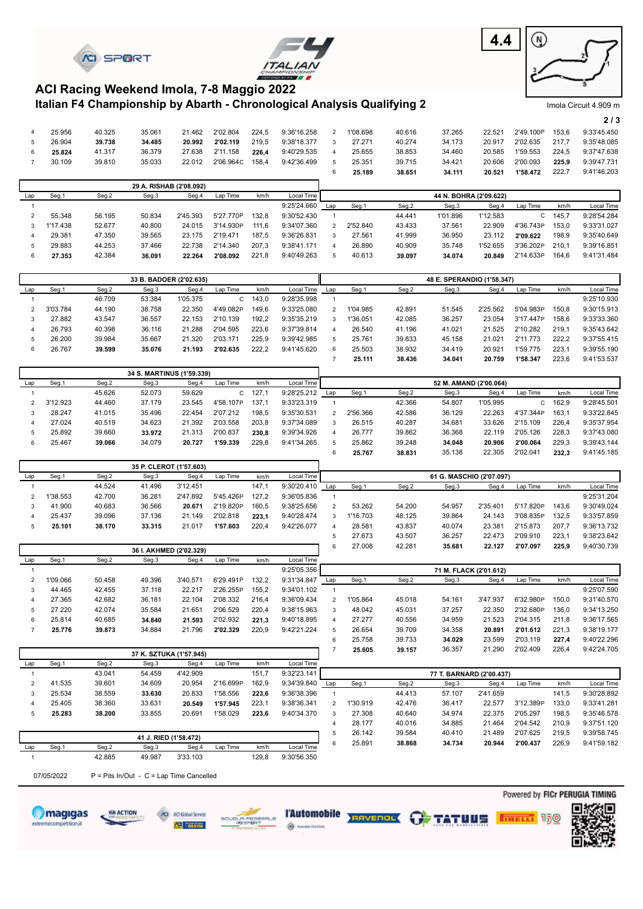# ACI Racing Weekend Imola, 7-8 Maggio 2022

## Italian F4 Championship by Abarth - Chronological Analysis Qualifying 2

Imola Circuit 4.909 m

| Lap | Seg.1 | Seg.2 | Seg.3 | Seg.4 | Lap Time | km/h | Local Time |
|---|---|---|---|---|---|---|---|
| 4 | 25.956 | 40.325 | 35.061 | 21.462 | 2'02.804 | 224,5 | 9:36'16.258 |
| 5 | 26.904 | **39.738** | **34.485** | **20.992** | **2'02.119** | 219,5 | 9:38'18.377 |
| 6 | **25.824** | 41.317 | 36.379 | 27.638 | 2'11.158 | **226,4** | 9:40'29.535 |
| 7 | 30.109 | 39.810 | 35.033 | 22.012 | 2'06.964C | 158,4 | 9:42'36.499 |

| Lap | Seg.1 | Seg.2 | Seg.3 | Seg.4 | Lap Time | km/h | Local Time |
|---|---|---|---|---|---|---|---|
| 2 | 1'08.698 | 40.616 | 37.265 | 22.521 | 2'49.100P | 153,6 | 9:33'45.450 |
| 3 | 27.271 | 40.274 | 34.173 | 20.917 | 2'02.635 | 217,7 | 9:35'48.085 |
| 4 | 25.655 | 38.853 | 34.460 | 20.585 | 1'59.553 | 224,5 | 9:37'47.638 |
| 5 | 25.351 | 39.715 | 34.421 | 20.606 | 2'00.093 | **225,9** | 9:39'47.731 |
| 6 | **25.189** | **38.651** | **34.111** | **20.521** | **1'58.472** | 222,7 | 9:41'46.203 |

### 29 A. RISHAB (2'08.092)

| Lap | Seg.1 | Seg.2 | Seg.3 | Seg.4 | Lap Time | km/h | Local Time |
|---|---|---|---|---|---|---|---|
| 1 | | | | | | | 9:25'24.660 |
| 2 | 55.348 | 56.195 | 50.834 | 2'45.393 | 5'27.770P | 132,8 | 9:30'52.430 |
| 3 | 1'17.438 | 52.677 | 40.800 | 24.015 | 3'14.930P | 111,6 | 9:34'07.360 |
| 4 | 29.381 | 47.350 | 39.565 | 23.175 | 2'19.471 | 187,5 | 9:36'26.831 |
| 5 | 29.883 | 44.253 | 37.466 | 22.738 | 2'14.340 | 207,3 | 9:38'41.171 |
| 6 | **27.353** | **42.384** | **36.091** | **22.264** | **2'08.092** | **221,8** | 9:40'49.263 |

### 44 N. BOHRA (2'09.622)

| Lap | Seg.1 | Seg.2 | Seg.3 | Seg.4 | Lap Time | km/h | Local Time |
|---|---|---|---|---|---|---|---|
| 1 | | 44.441 | 1'01.896 | 1'12.583 | C | 145,7 | 9:28'54.284 |
| 2 | 2'52.840 | 43.433 | 37.561 | 22.909 | 4'36.743P | 153,0 | 9:33'31.027 |
| 3 | 27.561 | 41.999 | 36.950 | 23.112 | **2'09.622** | 198,9 | 9:35'40.649 |
| 4 | 26.890 | 40.909 | 35.748 | 1'52.655 | 3'36.202P | **210,1** | 9:39'16.851 |
| 5 | 40.613 | **39.097** | **34.074** | **20.849** | 2'14.633P | 164,6 | 9:41'31.484 |

### 33 B. BADOER (2'02.635)

| Lap | Seg.1 | Seg.2 | Seg.3 | Seg.4 | Lap Time | km/h | Local Time |
|---|---|---|---|---|---|---|---|
| 1 | | 46.709 | 53.384 | 1'05.375 | C | 143,0 | 9:28'35.998 |
| 2 | 3'03.784 | 44.190 | 38.758 | 22.350 | 4'49.082P | 149,6 | 9:33'25.080 |
| 3 | 27.882 | 43.547 | 36.557 | 22.153 | 2'10.139 | 192,2 | 9:35'35.219 |
| 4 | 26.793 | 40.398 | 36.116 | 21.288 | 2'04.595 | 223,6 | 9:37'39.814 |
| 5 | 26.200 | 39.984 | 35.667 | 21.320 | 2'03.171 | **225,9** | 9:39'42.985 |
| 6 | 26.767 | **39.599** | **35.076** | **21.193** | **2'02.635** | 222,2 | 9:41'45.620 |

### 48 E. SPERANDIO (1'58.347)

| Lap | Seg.1 | Seg.2 | Seg.3 | Seg.4 | Lap Time | km/h | Local Time |
|---|---|---|---|---|---|---|---|
| 1 | | | | | | | 9:25'10.930 |
| 2 | 1'04.985 | 42.891 | 51.545 | 2'25.562 | 5'04.983P | 150,8 | 9:30'15.913 |
| 3 | 1'36.051 | 42.085 | 36.257 | 23.054 | 3'17.447P | 158,6 | 9:33'33.360 |
| 4 | 26.540 | 41.196 | 41.021 | 21.525 | 2'10.282 | 219,1 | 9:35'43.642 |
| 5 | 25.761 | 39.833 | 45.158 | 21.021 | 2'11.773 | 222,2 | 9:37'55.415 |
| 6 | 25.503 | 38.932 | 34.419 | 20.921 | 1'59.775 | 223,1 | 9:39'55.190 |
| 7 | **25.111** | **38.436** | **34.041** | **20.759** | **1'58.347** | **223,6** | 9:41'53.537 |

### 34 S. MARTINUS (1'59.339)

| Lap | Seg.1 | Seg.2 | Seg.3 | Seg.4 | Lap Time | km/h | Local Time |
|---|---|---|---|---|---|---|---|
| 1 | | 45.626 | 52.073 | 59.629 | C | 127,1 | 9:28'25.212 |
| 2 | 3'12.923 | 44.460 | 37.179 | 23.545 | 4'58.107P | 137,1 | 9:33'23.319 |
| 3 | 28.247 | 41.015 | 35.496 | 22.454 | 2'07.212 | 198,5 | 9:35'30.531 |
| 4 | 27.024 | 40.519 | 34.623 | 21.392 | 2'03.558 | 203,8 | 9:37'34.089 |
| 5 | 25.892 | 39.660 | **33.972** | 21.313 | 2'00.837 | **230,8** | 9:39'34.926 |
| 6 | 25.467 | **39.066** | 34.079 | **20.727** | **1'59.339** | 229,8 | 9:41'34.265 |

### 52 M. AMAND (2'00.064)

| Lap | Seg.1 | Seg.2 | Seg.3 | Seg.4 | Lap Time | km/h | Local Time |
|---|---|---|---|---|---|---|---|
| 1 | | 42.366 | 54.807 | 1'05.995 | C | 162,9 | 9:28'45.501 |
| 2 | 2'56.366 | 42.586 | 36.129 | 22.263 | 4'37.344P | 163,1 | 9:33'22.845 |
| 3 | 26.515 | 40.287 | 34.681 | 33.626 | 2'15.109 | 226,4 | 9:35'37.954 |
| 4 | 26.777 | 39.862 | 36.368 | 22.119 | 2'05.126 | 228,3 | 9:37'43.080 |
| 5 | 25.862 | 39.248 | **34.048** | **20.906** | **2'00.064** | 229,3 | 9:39'43.144 |
| 6 | **25.767** | **38.831** | 35.138 | 22.305 | 2'02.041 | **232,3** | 9:41'45.185 |

### 35 P. CLEROT (1'57.603)

| Lap | Seg.1 | Seg.2 | Seg.3 | Seg.4 | Lap Time | km/h | Local Time |
|---|---|---|---|---|---|---|---|
| 1 | | 44.524 | 41.496 | 3'12.451 | | 147,1 | 9:30'20.410 |
| 2 | 1'38.553 | 42.700 | 36.281 | 2'47.892 | 5'45.426P | 127,2 | 9:36'05.836 |
| 3 | 41.900 | 40.683 | 36.566 | **20.671** | 2'19.820P | 160,5 | 9:38'25.656 |
| 4 | 25.437 | 39.096 | 37.136 | 21.149 | 2'02.818 | **223,1** | 9:40'28.474 |
| 5 | **25.101** | **38.170** | **33.315** | 21.017 | **1'57.603** | 220,4 | 9:42'26.077 |

### 61 G. MASCHIO (2'07.097)

| Lap | Seg.1 | Seg.2 | Seg.3 | Seg.4 | Lap Time | km/h | Local Time |
|---|---|---|---|---|---|---|---|
| 1 | | | | | | | 9:25'31.204 |
| 2 | 53.262 | 54.200 | 54.957 | 2'35.401 | 5'17.820P | 143,6 | 9:30'49.024 |
| 3 | 1'16.703 | 48.125 | 39.864 | 24.143 | 3'08.835P | 132,5 | 9:33'57.859 |
| 4 | 28.581 | 43.837 | 40.074 | 23.381 | 2'15.873 | 207,7 | 9:36'13.732 |
| 5 | 27.673 | 43.507 | 36.257 | 22.473 | 2'09.910 | 223,1 | 9:38'23.642 |
| 6 | 27.008 | 42.281 | **35.681** | **22.127** | **2'07.097** | **225,9** | 9:40'30.739 |

### 36 I. AKHMED (2'02.329)

| Lap | Seg.1 | Seg.2 | Seg.3 | Seg.4 | Lap Time | km/h | Local Time |
|---|---|---|---|---|---|---|---|
| 1 | | | | | | | 9:25'05.356 |
| 2 | 1'09.066 | 50.458 | 49.396 | 3'40.571 | 6'29.491P | 132,2 | 9:31'34.847 |
| 3 | 44.465 | 42.455 | 37.118 | 22.217 | 2'26.255P | 155,2 | 9:34'01.102 |
| 4 | 27.365 | 42.682 | 36.181 | 22.104 | 2'08.332 | 216,4 | 9:36'09.434 |
| 5 | 27.220 | 42.074 | 35.584 | 21.651 | 2'06.529 | 220,4 | 9:38'15.963 |
| 6 | 25.814 | 40.685 | **34.840** | **21.593** | 2'02.932 | **221,3** | 9:40'18.895 |
| 7 | **25.776** | **39.873** | 34.884 | 21.796 | **2'02.329** | 220,9 | 9:42'21.224 |

### 71 M. FLACK (2'01.612)

| Lap | Seg.1 | Seg.2 | Seg.3 | Seg.4 | Lap Time | km/h | Local Time |
|---|---|---|---|---|---|---|---|
| 1 | | | | | | | 9:25'07.590 |
| 2 | 1'05.864 | 45.018 | 54.161 | 3'47.937 | 6'32.980P | 150,0 | 9:31'40.570 |
| 3 | 48.042 | 45.031 | 37.257 | 22.350 | 2'32.680P | 136,0 | 9:34'13.250 |
| 4 | 27.277 | 40.556 | 34.959 | 21.523 | 2'04.315 | 211,8 | 9:36'17.565 |
| 5 | 26.654 | 39.709 | 34.358 | **20.891** | **2'01.612** | 221,3 | 9:38'19.177 |
| 6 | 25.758 | 39.733 | **34.029** | 23.599 | 2'03.119 | **227,4** | 9:40'22.296 |
| 7 | **25.605** | **39.157** | 36.357 | 21.290 | 2'02.409 | 226,4 | 9:42'24.705 |

### 37 K. SZTUKA (1'57.945)

| Lap | Seg.1 | Seg.2 | Seg.3 | Seg.4 | Lap Time | km/h | Local Time |
|---|---|---|---|---|---|---|---|
| 1 | | 43.041 | 54.459 | 4'42.909 | | 151,7 | 9:32'23.141 |
| 2 | 41.535 | 39.601 | 34.609 | 20.954 | 2'16.699P | 162,9 | 9:34'39.840 |
| 3 | 25.534 | 38.559 | **33.630** | 20.833 | 1'58.556 | **223,6** | 9:36'38.396 |
| 4 | 25.405 | 38.360 | 33.631 | **20.549** | **1'57.945** | 223,1 | 9:38'36.341 |
| 5 | **25.283** | **38.200** | 33.855 | 20.691 | 1'58.029 | **223,6** | 9:40'34.370 |

### 77 T. BARNARD (2'00.437)

| Lap | Seg.1 | Seg.2 | Seg.3 | Seg.4 | Lap Time | km/h | Local Time |
|---|---|---|---|---|---|---|---|
| 1 | | 44.413 | 57.107 | 2'41.659 | | 141,5 | 9:30'28.892 |
| 2 | 1'30.919 | 42.476 | 36.417 | 22.577 | 3'12.389P | 133,0 | 9:33'41.281 |
| 3 | 27.308 | 40.640 | 34.974 | 22.375 | 2'05.297 | 198,5 | 9:35'46.578 |
| 4 | 28.177 | 40.016 | 34.885 | 21.464 | 2'04.542 | 210,9 | 9:37'51.120 |
| 5 | 26.142 | 39.584 | 40.410 | 21.489 | 2'07.625 | 219,5 | 9:39'58.745 |
| 6 | 25.891 | **38.868** | **34.734** | **20.944** | **2'00.437** | **226,9** | 9:41'59.182 |

### 41 J. RIED (1'58.472)

| Lap | Seg.1 | Seg.2 | Seg.3 | Seg.4 | Lap Time | km/h | Local Time |
|---|---|---|---|---|---|---|---|
| 1 | | 42.885 | 49.987 | 3'33.103 | | 129,8 | 9:30'56.350 |

07/05/2022 P = Pits In/Out - C = Lap Time Cancelled

Powered by FICr PERUGIA TIMING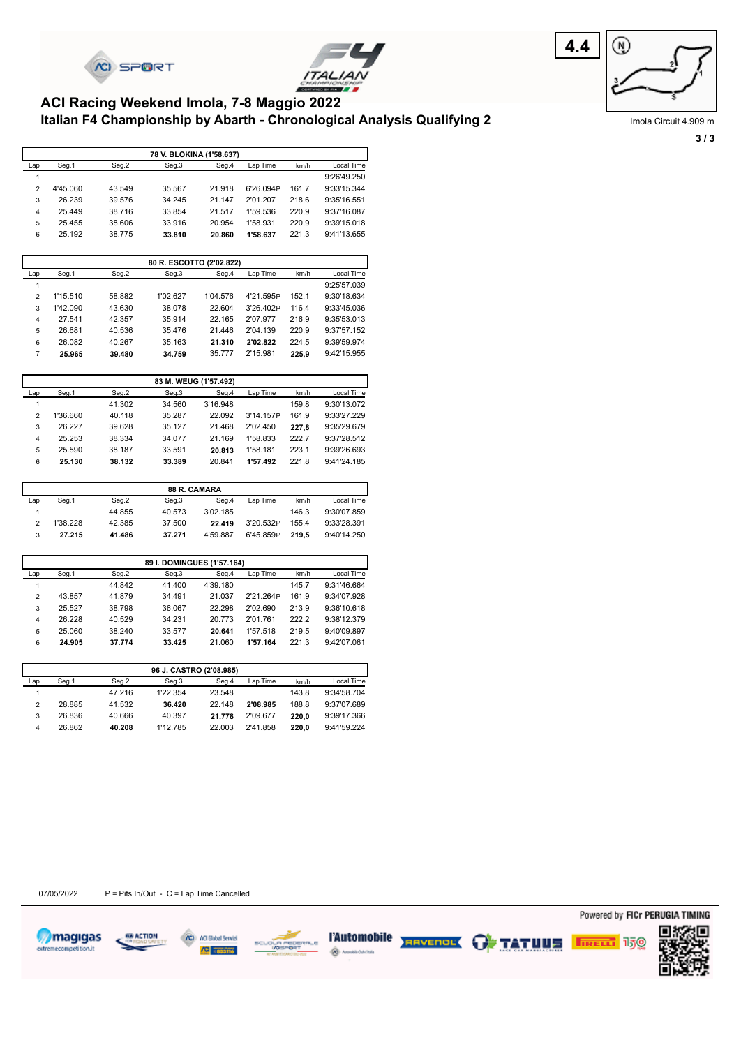# ACI Racing Weekend Imola, 7-8 Maggio 2022

## Italian F4 Championship by Abarth - Chronological Analysis Qualifying 2

4.4

Imola Circuit 4.909 m

| 78 V. BLOKINA (1'58.637) | | | | | | | |
|---|---|---|---|---|---|---|---|
| Lap | Seg.1 | Seg.2 | Seg.3 | Seg.4 | Lap Time | km/h | Local Time |
| 1 | | | | | | | 9:26'49.250 |
| 2 | 4'45.060 | 43.549 | 35.567 | 21.918 | 6'26.094P | 161,7 | 9:33'15.344 |
| 3 | 26.239 | 39.576 | 34.245 | 21.147 | 2'01.207 | 218,6 | 9:35'16.551 |
| 4 | 25.449 | 38.716 | 33.854 | 21.517 | 1'59.536 | 220,9 | 9:37'16.087 |
| 5 | 25.455 | 38.606 | 33.916 | 20.954 | 1'58.931 | 220,9 | 9:39'15.018 |
| 6 | 25.192 | 38.775 | **33.810** | **20.860** | **1'58.637** | 221,3 | 9:41'13.655 |

| 80 R. ESCOTTO (2'02.822) | | | | | | | |
|---|---|---|---|---|---|---|---|
| Lap | Seg.1 | Seg.2 | Seg.3 | Seg.4 | Lap Time | km/h | Local Time |
| 1 | | | | | | | 9:25'57.039 |
| 2 | 1'15.510 | 58.882 | 1'02.627 | 1'04.576 | 4'21.595P | 152,1 | 9:30'18.634 |
| 3 | 1'42.090 | 43.630 | 38.078 | 22.604 | 3'26.402P | 116,4 | 9:33'45.036 |
| 4 | 27.541 | 42.357 | 35.914 | 22.165 | 2'07.977 | 216,9 | 9:35'53.013 |
| 5 | 26.681 | 40.536 | 35.476 | 21.446 | 2'04.139 | 220,9 | 9:37'57.152 |
| 6 | 26.082 | 40.267 | 35.163 | **21.310** | **2'02.822** | 224,5 | 9:39'59.974 |
| 7 | **25.965** | **39.480** | **34.759** | 35.777 | 2'15.981 | **225,9** | 9:42'15.955 |

| 83 M. WEUG (1'57.492) | | | | | | | |
|---|---|---|---|---|---|---|---|
| Lap | Seg.1 | Seg.2 | Seg.3 | Seg.4 | Lap Time | km/h | Local Time |
| 1 | | 41.302 | 34.560 | 3'16.948 | | 159,8 | 9:30'13.072 |
| 2 | 1'36.660 | 40.118 | 35.287 | 22.092 | 3'14.157P | 161,9 | 9:33'27.229 |
| 3 | 26.227 | 39.628 | 35.127 | 21.468 | 2'02.450 | **227,8** | 9:35'29.679 |
| 4 | 25.253 | 38.334 | 34.077 | 21.169 | 1'58.833 | 222,7 | 9:37'28.512 |
| 5 | 25.590 | 38.187 | 33.591 | **20.813** | 1'58.181 | 223,1 | 9:39'26.693 |
| 6 | **25.130** | **38.132** | **33.389** | 20.841 | **1'57.492** | 221,8 | 9:41'24.185 |

| 88 R. CAMARA | | | | | | | |
|---|---|---|---|---|---|---|---|
| Lap | Seg.1 | Seg.2 | Seg.3 | Seg.4 | Lap Time | km/h | Local Time |
| 1 | | 44.855 | 40.573 | 3'02.185 | | 146,3 | 9:30'07.859 |
| 2 | 1'38.228 | 42.385 | 37.500 | **22.419** | 3'20.532P | 155,4 | 9:33'28.391 |
| 3 | **27.215** | **41.486** | **37.271** | 4'59.887 | 6'45.859P | **219,5** | 9:40'14.250 |

| 89 I. DOMINGUES (1'57.164) | | | | | | | |
|---|---|---|---|---|---|---|---|
| Lap | Seg.1 | Seg.2 | Seg.3 | Seg.4 | Lap Time | km/h | Local Time |
| 1 | | 44.842 | 41.400 | 4'39.180 | | 145,7 | 9:31'46.664 |
| 2 | 43.857 | 41.879 | 34.491 | 21.037 | 2'21.264P | 161,9 | 9:34'07.928 |
| 3 | 25.527 | 38.798 | 36.067 | 22.298 | 2'02.690 | 213,9 | 9:36'10.618 |
| 4 | 26.228 | 40.529 | 34.231 | 20.773 | 2'01.761 | 222,2 | 9:38'12.379 |
| 5 | 25.060 | 38.240 | 33.577 | **20.641** | 1'57.518 | 219,5 | 9:40'09.897 |
| 6 | **24.905** | **37.774** | **33.425** | 21.060 | **1'57.164** | 221,3 | 9:42'07.061 |

| 96 J. CASTRO (2'08.985) | | | | | | | |
|---|---|---|---|---|---|---|---|
| Lap | Seg.1 | Seg.2 | Seg.3 | Seg.4 | Lap Time | km/h | Local Time |
| 1 | | 47.216 | 1'22.354 | 23.548 | | 143,8 | 9:34'58.704 |
| 2 | 28.885 | 41.532 | **36.420** | 22.148 | **2'08.985** | 188,8 | 9:37'07.689 |
| 3 | 26.836 | 40.666 | 40.397 | **21.778** | 2'09.677 | **220,0** | 9:39'17.366 |
| 4 | 26.862 | **40.208** | 1'12.785 | 22.003 | 2'41.858 | **220,0** | 9:41'59.224 |

07/05/2022 P = Pits In/Out - C = Lap Time Cancelled

Powered by FICr PERUGIA TIMING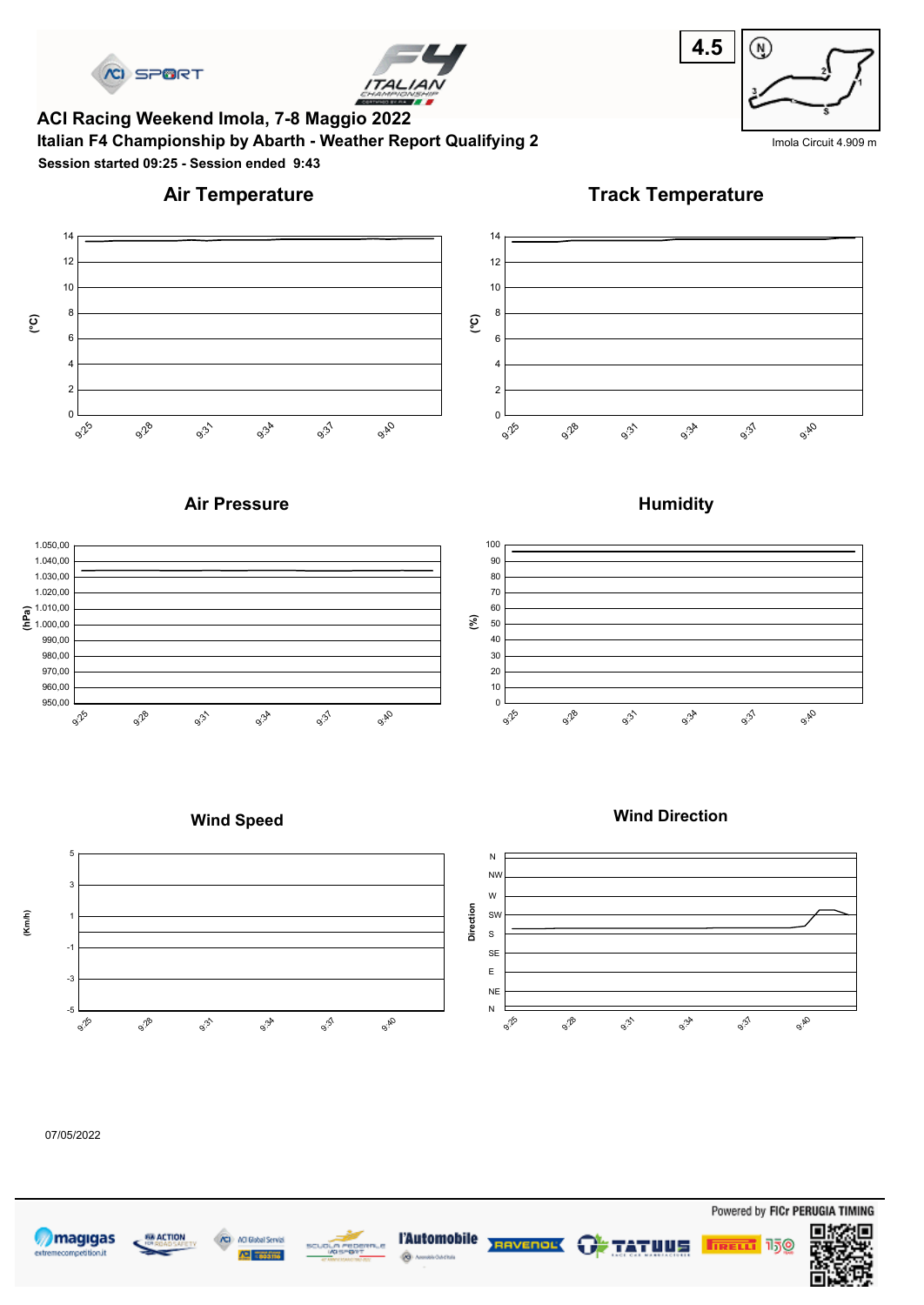# ACI Racing Weekend Imola, 7-8 Maggio 2022

## Italian F4 Championship by Abarth - Weather Report Qualifying 2

**Session started 09:25 - Session ended 9:43**

4.5

Imola Circuit 4.909 m

### Air Temperature

(°C)

14, 12, 10, 8, 6, 4, 2, 0

9:25, 9:28, 9:31, 9:34, 9:37, 9:40

### Track Temperature

(°C)

14, 12, 10, 8, 6, 4, 2, 0

9:25, 9:28, 9:31, 9:34, 9:37, 9:40

### Air Pressure

(hPa)

1.050,00, 1.040,00, 1.030,00, 1.020,00, 1.010,00, 1.000,00, 990,00, 980,00, 970,00, 960,00, 950,00

9:25, 9:28, 9:31, 9:34, 9:37, 9:40

### Humidity

(%)

100, 90, 80, 70, 60, 50, 40, 30, 20, 10, 0

9:25, 9:28, 9:31, 9:34, 9:37, 9:40

### Wind Speed

(Km/h)

5, 3, 1, -1, -3, -5

9:25, 9:28, 9:31, 9:34, 9:37, 9:40

### Wind Direction

Direction

N, NW, W, SW, S, SE, E, NE, N

9:25, 9:28, 9:31, 9:34, 9:37, 9:40

07/05/2022

Powered by FICr PERUGIA TIMING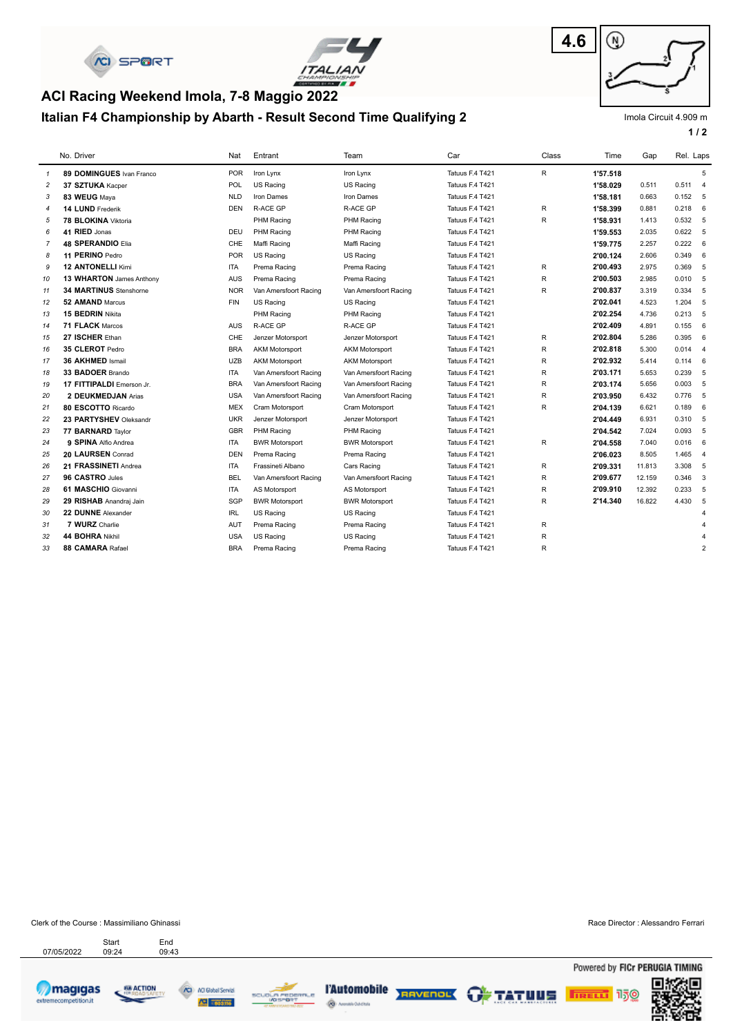# ACI Racing Weekend Imola, 7-8 Maggio 2022

## Italian F4 Championship by Abarth - Result Second Time Qualifying 2

4.6

Imola Circuit 4.909 m

| | No. Driver | Nat | Entrant | Team | Car | Class | Time | Gap | Rel. | Laps |
|---|---|---|---|---|---|---|---|---|---|---|
| 1 | **89 DOMINGUES** Ivan Franco | POR | Iron Lynx | Iron Lynx | Tatuus F.4 T421 | R | **1'57.518** | | | 5 |
| 2 | **37 SZTUKA** Kacper | POL | US Racing | US Racing | Tatuus F.4 T421 | | **1'58.029** | 0.511 | 0.511 | 4 |
| 3 | **83 WEUG** Maya | NLD | Iron Dames | Iron Dames | Tatuus F.4 T421 | | **1'58.181** | 0.663 | 0.152 | 5 |
| 4 | **14 LUND** Frederik | DEN | R-ACE GP | R-ACE GP | Tatuus F.4 T421 | R | **1'58.399** | 0.881 | 0.218 | 6 |
| 5 | **78 BLOKINA** Viktoria | | PHM Racing | PHM Racing | Tatuus F.4 T421 | R | **1'58.931** | 1.413 | 0.532 | 5 |
| 6 | **41 RIED** Jonas | DEU | PHM Racing | PHM Racing | Tatuus F.4 T421 | | **1'59.553** | 2.035 | 0.622 | 5 |
| 7 | **48 SPERANDIO** Elia | CHE | Maffi Racing | Maffi Racing | Tatuus F.4 T421 | | **1'59.775** | 2.257 | 0.222 | 6 |
| 8 | **11 PERINO** Pedro | POR | US Racing | US Racing | Tatuus F.4 T421 | | **2'00.124** | 2.606 | 0.349 | 6 |
| 9 | **12 ANTONELLI** Kimi | ITA | Prema Racing | Prema Racing | Tatuus F.4 T421 | R | **2'00.493** | 2.975 | 0.369 | 5 |
| 10 | **13 WHARTON** James Anthony | AUS | Prema Racing | Prema Racing | Tatuus F.4 T421 | R | **2'00.503** | 2.985 | 0.010 | 5 |
| 11 | **34 MARTINUS** Stenshorne | NOR | Van Amersfoort Racing | Van Amersfoort Racing | Tatuus F.4 T421 | R | **2'00.837** | 3.319 | 0.334 | 5 |
| 12 | **52 AMAND** Marcus | FIN | US Racing | US Racing | Tatuus F.4 T421 | | **2'02.041** | 4.523 | 1.204 | 5 |
| 13 | **15 BEDRIN** Nikita | | PHM Racing | PHM Racing | Tatuus F.4 T421 | | **2'02.254** | 4.736 | 0.213 | 5 |
| 14 | **71 FLACK** Marcos | AUS | R-ACE GP | R-ACE GP | Tatuus F.4 T421 | | **2'02.409** | 4.891 | 0.155 | 6 |
| 15 | **27 ISCHER** Ethan | CHE | Jenzer Motorsport | Jenzer Motorsport | Tatuus F.4 T421 | R | **2'02.804** | 5.286 | 0.395 | 6 |
| 16 | **35 CLEROT** Pedro | BRA | AKM Motorsport | AKM Motorsport | Tatuus F.4 T421 | R | **2'02.818** | 5.300 | 0.014 | 4 |
| 17 | **36 AKHMED** Ismail | UZB | AKM Motorsport | AKM Motorsport | Tatuus F.4 T421 | R | **2'02.932** | 5.414 | 0.114 | 6 |
| 18 | **33 BADOER** Brando | ITA | Van Amersfoort Racing | Van Amersfoort Racing | Tatuus F.4 T421 | R | **2'03.171** | 5.653 | 0.239 | 5 |
| 19 | **17 FITTIPALDI** Emerson Jr. | BRA | Van Amersfoort Racing | Van Amersfoort Racing | Tatuus F.4 T421 | R | **2'03.174** | 5.656 | 0.003 | 5 |
| 20 | **2 DEUKMEDJAN** Arias | USA | Van Amersfoort Racing | Van Amersfoort Racing | Tatuus F.4 T421 | R | **2'03.950** | 6.432 | 0.776 | 5 |
| 21 | **80 ESCOTTO** Ricardo | MEX | Cram Motorsport | Cram Motorsport | Tatuus F.4 T421 | R | **2'04.139** | 6.621 | 0.189 | 6 |
| 22 | **23 PARTYSHEV** Oleksandr | UKR | Jenzer Motorsport | Jenzer Motorsport | Tatuus F.4 T421 | | **2'04.449** | 6.931 | 0.310 | 5 |
| 23 | **77 BARNARD** Taylor | GBR | PHM Racing | PHM Racing | Tatuus F.4 T421 | | **2'04.542** | 7.024 | 0.093 | 5 |
| 24 | **9 SPINA** Alfio Andrea | ITA | BWR Motorsport | BWR Motorsport | Tatuus F.4 T421 | R | **2'04.558** | 7.040 | 0.016 | 6 |
| 25 | **20 LAURSEN** Conrad | DEN | Prema Racing | Prema Racing | Tatuus F.4 T421 | | **2'06.023** | 8.505 | 1.465 | 4 |
| 26 | **21 FRASSINETI** Andrea | ITA | Frassineti Albano | Cars Racing | Tatuus F.4 T421 | R | **2'09.331** | 11.813 | 3.308 | 5 |
| 27 | **96 CASTRO** Jules | BEL | Van Amersfoort Racing | Van Amersfoort Racing | Tatuus F.4 T421 | R | **2'09.677** | 12.159 | 0.346 | 3 |
| 28 | **61 MASCHIO** Giovanni | ITA | AS Motorsport | AS Motorsport | Tatuus F.4 T421 | R | **2'09.910** | 12.392 | 0.233 | 5 |
| 29 | **29 RISHAB** Anandraj Jain | SGP | BWR Motorsport | BWR Motorsport | Tatuus F.4 T421 | R | **2'14.340** | 16.822 | 4.430 | 5 |
| 30 | **22 DUNNE** Alexander | IRL | US Racing | US Racing | Tatuus F.4 T421 | | | | | 4 |
| 31 | **7 WURZ** Charlie | AUT | Prema Racing | Prema Racing | Tatuus F.4 T421 | R | | | | 4 |
| 32 | **44 BOHRA** Nikhil | USA | US Racing | US Racing | Tatuus F.4 T421 | R | | | | 4 |
| 33 | **88 CAMARA** Rafael | BRA | Prema Racing | Prema Racing | Tatuus F.4 T421 | R | | | | 2 |

Clerk of the Course : Massimiliano Ghinassi

Race Director : Alessandro Ferrari

| | Start | End |
|---|---|---|
| 07/05/2022 | 09:24 | 09:43 |

Powered by FICr PERUGIA TIMING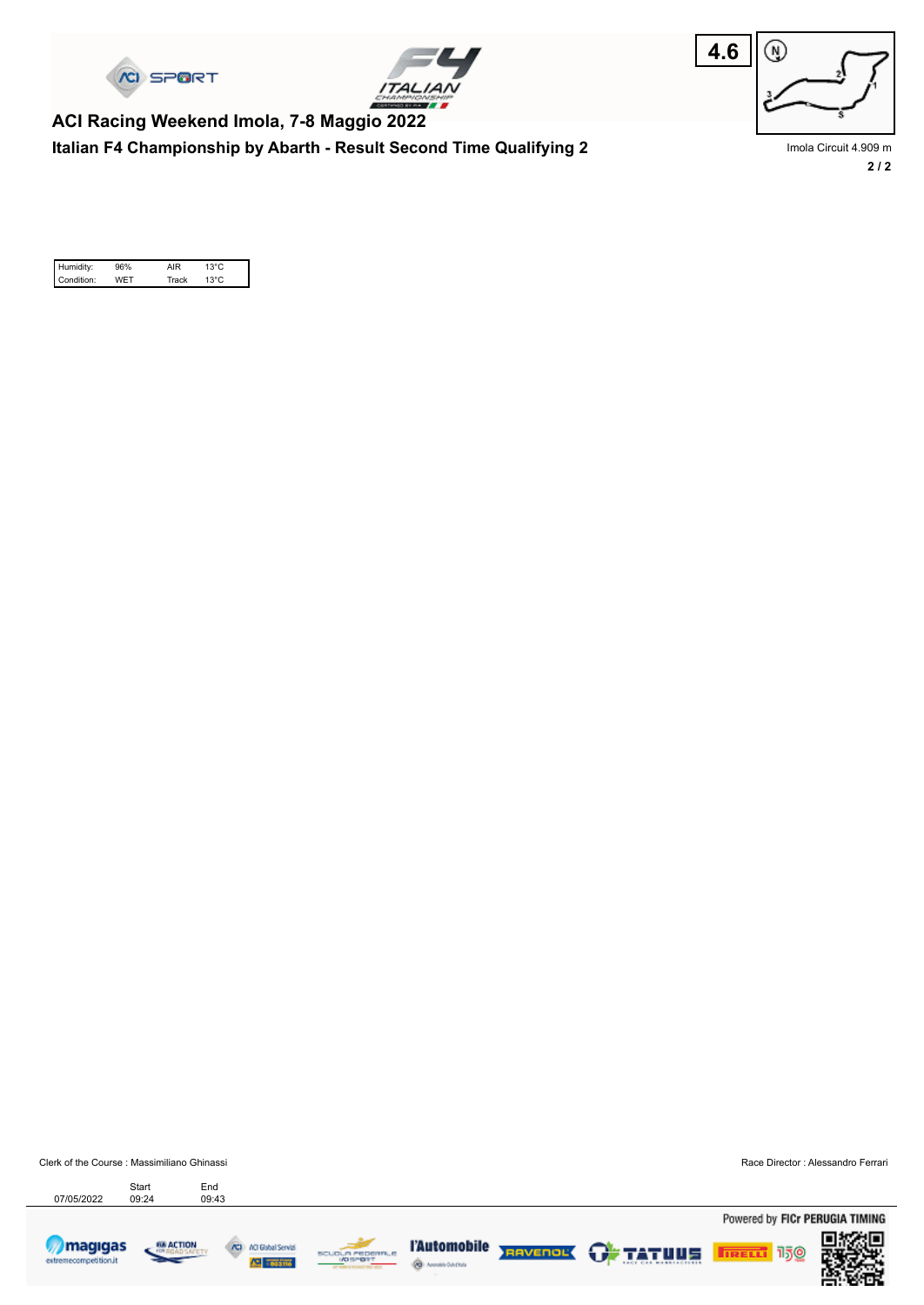## ACI Racing Weekend Imola, 7-8 Maggio 2022

### Italian F4 Championship by Abarth - Result Second Time Qualifying 2

4.6

Imola Circuit 4.909 m

| Humidity: | 96% | AIR | 13°C |
|---|---|---|---|
| Condition: | WET | Track | 13°C |

Clerk of the Course : Massimiliano Ghinassi

Race Director : Alessandro Ferrari

| | Start | End |
|---|---|---|
| 07/05/2022 | 09:24 | 09:43 |

Powered by FICr PERUGIA TIMING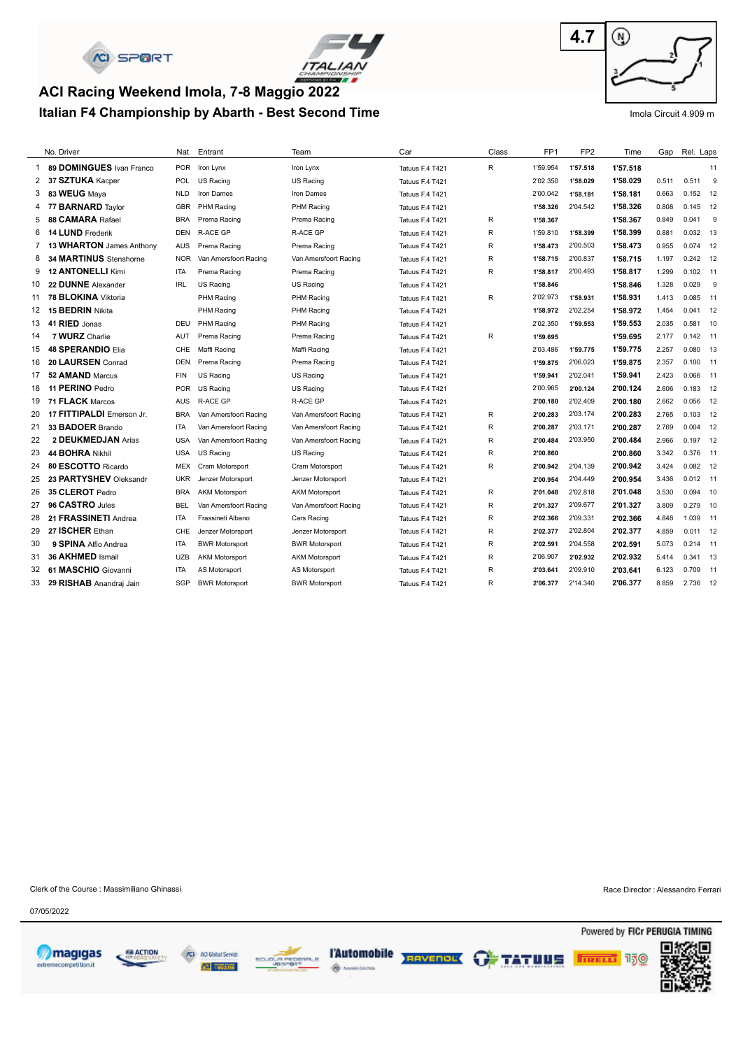# ACI Racing Weekend Imola, 7-8 Maggio 2022

## Italian F4 Championship by Abarth - Best Second Time

4.7

Imola Circuit 4.909 m

| | No. Driver | Nat | Entrant | Team | Car | Class | FP1 | FP2 | Time | Gap | Rel. | Laps |
|---|---|---|---|---|---|---|---|---|---|---|---|---|
| 1 | 89 **DOMINGUES** Ivan Franco | POR | Iron Lynx | Iron Lynx | Tatuus F.4 T421 | R | 1'59.954 | **1'57.518** | **1'57.518** | | | 11 |
| 2 | 37 **SZTUKA** Kacper | POL | US Racing | US Racing | Tatuus F.4 T421 | | 2'02.350 | **1'58.029** | **1'58.029** | 0.511 | 0.511 | 9 |
| 3 | 83 **WEUG** Maya | NLD | Iron Dames | Iron Dames | Tatuus F.4 T421 | | 2'00.042 | **1'58.181** | **1'58.181** | 0.663 | 0.152 | 12 |
| 4 | 77 **BARNARD** Taylor | GBR | PHM Racing | PHM Racing | Tatuus F.4 T421 | | **1'58.326** | 2'04.542 | **1'58.326** | 0.808 | 0.145 | 12 |
| 5 | 88 **CAMARA** Rafael | BRA | Prema Racing | Prema Racing | Tatuus F.4 T421 | R | **1'58.367** | | **1'58.367** | 0.849 | 0.041 | 9 |
| 6 | 14 **LUND** Frederik | DEN | R-ACE GP | R-ACE GP | Tatuus F.4 T421 | R | 1'59.810 | **1'58.399** | **1'58.399** | 0.881 | 0.032 | 13 |
| 7 | 13 **WHARTON** James Anthony | AUS | Prema Racing | Prema Racing | Tatuus F.4 T421 | R | **1'58.473** | 2'00.503 | **1'58.473** | 0.955 | 0.074 | 12 |
| 8 | 34 **MARTINUS** Stenshorne | NOR | Van Amersfoort Racing | Van Amersfoort Racing | Tatuus F.4 T421 | R | **1'58.715** | 2'00.837 | **1'58.715** | 1.197 | 0.242 | 12 |
| 9 | 12 **ANTONELLI** Kimi | ITA | Prema Racing | Prema Racing | Tatuus F.4 T421 | R | **1'58.817** | 2'00.493 | **1'58.817** | 1.299 | 0.102 | 11 |
| 10 | 22 **DUNNE** Alexander | IRL | US Racing | US Racing | Tatuus F.4 T421 | | **1'58.846** | | **1'58.846** | 1.328 | 0.029 | 9 |
| 11 | 78 **BLOKINA** Viktoria | | PHM Racing | PHM Racing | Tatuus F.4 T421 | R | 2'02.973 | **1'58.931** | **1'58.931** | 1.413 | 0.085 | 11 |
| 12 | 15 **BEDRIN** Nikita | | PHM Racing | PHM Racing | Tatuus F.4 T421 | | **1'58.972** | 2'02.254 | **1'58.972** | 1.454 | 0.041 | 12 |
| 13 | 41 **RIED** Jonas | DEU | PHM Racing | PHM Racing | Tatuus F.4 T421 | | 2'02.350 | **1'59.553** | **1'59.553** | 2.035 | 0.581 | 10 |
| 14 | 7 **WURZ** Charlie | AUT | Prema Racing | Prema Racing | Tatuus F.4 T421 | R | **1'59.695** | | **1'59.695** | 2.177 | 0.142 | 11 |
| 15 | 48 **SPERANDIO** Elia | CHE | Maffi Racing | Maffi Racing | Tatuus F.4 T421 | | 2'03.486 | **1'59.775** | **1'59.775** | 2.257 | 0.080 | 13 |
| 16 | 20 **LAURSEN** Conrad | DEN | Prema Racing | Prema Racing | Tatuus F.4 T421 | | **1'59.875** | 2'06.023 | **1'59.875** | 2.357 | 0.100 | 11 |
| 17 | 52 **AMAND** Marcus | FIN | US Racing | US Racing | Tatuus F.4 T421 | | **1'59.941** | 2'02.041 | **1'59.941** | 2.423 | 0.066 | 11 |
| 18 | 11 **PERINO** Pedro | POR | US Racing | US Racing | Tatuus F.4 T421 | | 2'00.965 | **2'00.124** | **2'00.124** | 2.606 | 0.183 | 12 |
| 19 | 71 **FLACK** Marcos | AUS | R-ACE GP | R-ACE GP | Tatuus F.4 T421 | | **2'00.180** | 2'02.409 | **2'00.180** | 2.662 | 0.056 | 12 |
| 20 | 17 **FITTIPALDI** Emerson Jr. | BRA | Van Amersfoort Racing | Van Amersfoort Racing | Tatuus F.4 T421 | R | **2'00.283** | 2'03.174 | **2'00.283** | 2.765 | 0.103 | 12 |
| 21 | 33 **BADOER** Brando | ITA | Van Amersfoort Racing | Van Amersfoort Racing | Tatuus F.4 T421 | R | **2'00.287** | 2'03.171 | **2'00.287** | 2.769 | 0.004 | 12 |
| 22 | 2 **DEUKMEDJAN** Arias | USA | Van Amersfoort Racing | Van Amersfoort Racing | Tatuus F.4 T421 | R | **2'00.484** | 2'03.950 | **2'00.484** | 2.966 | 0.197 | 12 |
| 23 | 44 **BOHRA** Nikhil | USA | US Racing | US Racing | Tatuus F.4 T421 | R | **2'00.860** | | **2'00.860** | 3.342 | 0.376 | 11 |
| 24 | 80 **ESCOTTO** Ricardo | MEX | Cram Motorsport | Cram Motorsport | Tatuus F.4 T421 | R | **2'00.942** | 2'04.139 | **2'00.942** | 3.424 | 0.082 | 12 |
| 25 | 23 **PARTYSHEV** Oleksandr | UKR | Jenzer Motorsport | Jenzer Motorsport | Tatuus F.4 T421 | | **2'00.954** | 2'04.449 | **2'00.954** | 3.436 | 0.012 | 11 |
| 26 | 35 **CLEROT** Pedro | BRA | AKM Motorsport | AKM Motorsport | Tatuus F.4 T421 | R | **2'01.048** | 2'02.818 | **2'01.048** | 3.530 | 0.094 | 10 |
| 27 | 96 **CASTRO** Jules | BEL | Van Amersfoort Racing | Van Amersfoort Racing | Tatuus F.4 T421 | R | **2'01.327** | 2'09.677 | **2'01.327** | 3.809 | 0.279 | 10 |
| 28 | 21 **FRASSINETI** Andrea | ITA | Frassineti Albano | Cars Racing | Tatuus F.4 T421 | R | **2'02.366** | 2'09.331 | **2'02.366** | 4.848 | 1.039 | 11 |
| 29 | 27 **ISCHER** Ethan | CHE | Jenzer Motorsport | Jenzer Motorsport | Tatuus F.4 T421 | R | **2'02.377** | 2'02.804 | **2'02.377** | 4.859 | 0.011 | 12 |
| 30 | 9 **SPINA** Alfio Andrea | ITA | BWR Motorsport | BWR Motorsport | Tatuus F.4 T421 | R | **2'02.591** | 2'04.558 | **2'02.591** | 5.073 | 0.214 | 11 |
| 31 | 36 **AKHMED** Ismail | UZB | AKM Motorsport | AKM Motorsport | Tatuus F.4 T421 | R | 2'06.907 | **2'02.932** | **2'02.932** | 5.414 | 0.341 | 13 |
| 32 | 61 **MASCHIO** Giovanni | ITA | AS Motorsport | AS Motorsport | Tatuus F.4 T421 | R | **2'03.641** | 2'09.910 | **2'03.641** | 6.123 | 0.709 | 11 |
| 33 | 29 **RISHAB** Anandraj Jain | SGP | BWR Motorsport | BWR Motorsport | Tatuus F.4 T421 | R | **2'06.377** | 2'14.340 | **2'06.377** | 8.859 | 2.736 | 12 |

Clerk of the Course : Massimiliano Ghinassi

Race Director : Alessandro Ferrari

07/05/2022

Powered by FICr PERUGIA TIMING